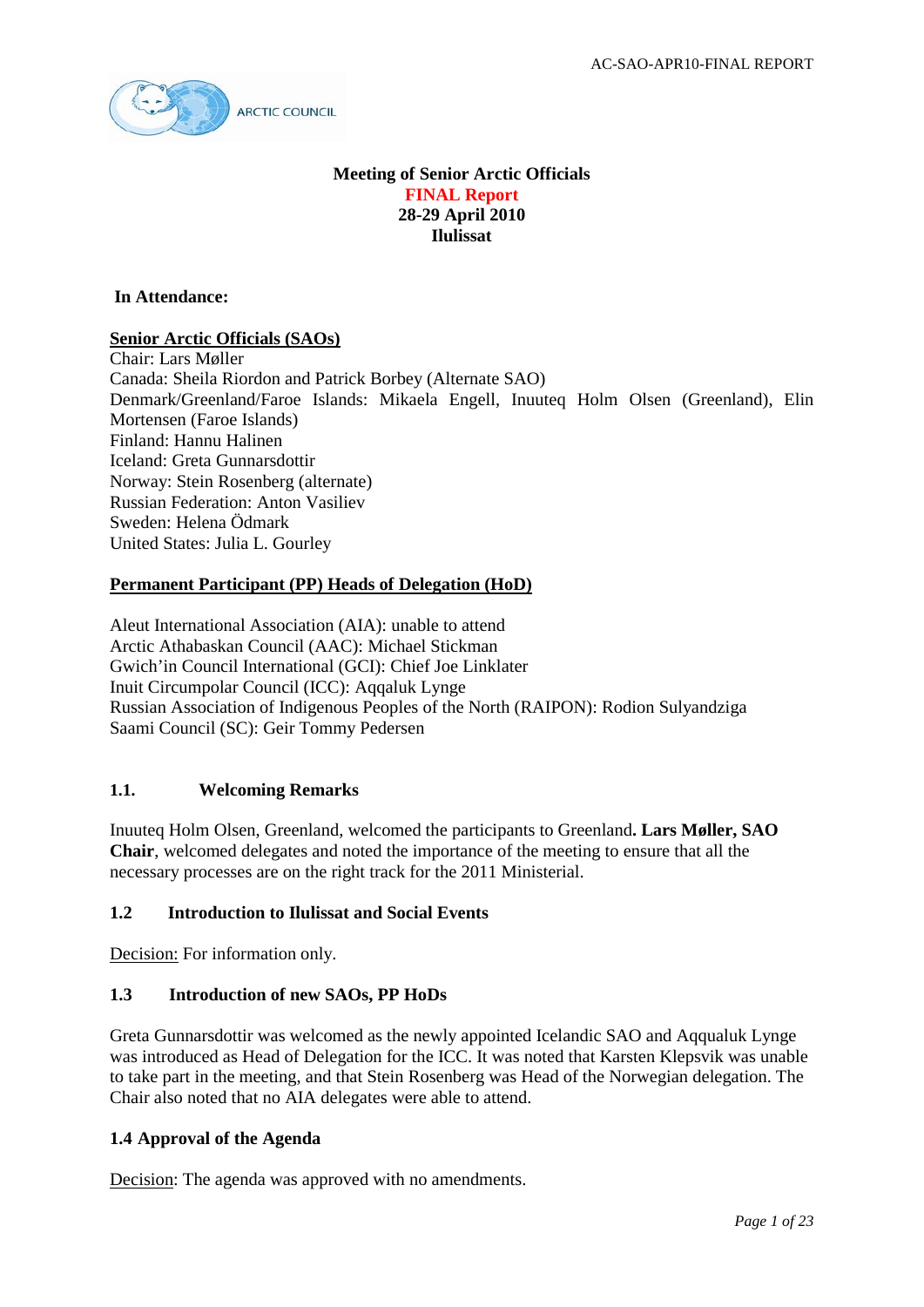# Meeting of Senior Arctic Officials

**FINAL Report**

**28-29 April 2010**

**Ilulissat**

**In Attendance:**

**Senior Arctic Officials (SAOs)**

Chair: Lars Møller
Canada: Sheila Riordon and Patrick Borbey (Alternate SAO)
Denmark/Greenland/Faroe Islands: Mikaela Engell, Inuuteq Holm Olsen (Greenland), Elin Mortensen (Faroe Islands)
Finland: Hannu Halinen
Iceland: Greta Gunnarsdottir
Norway: Stein Rosenberg (alternate)
Russian Federation: Anton Vasiliev
Sweden: Helena Ödmark
United States: Julia L. Gourley

**Permanent Participant (PP) Heads of Delegation (HoD)**

Aleut International Association (AIA): unable to attend
Arctic Athabaskan Council (AAC): Michael Stickman
Gwich'in Council International (GCI): Chief Joe Linklater
Inuit Circumpolar Council (ICC): Aqqaluk Lynge
Russian Association of Indigenous Peoples of the North (RAIPON): Rodion Sulyandziga
Saami Council (SC): Geir Tommy Pedersen

### 1.1. Welcoming Remarks

Inuuteq Holm Olsen, Greenland, welcomed the participants to Greenland**. Lars Møller, SAO Chair**, welcomed delegates and noted the importance of the meeting to ensure that all the necessary processes are on the right track for the 2011 Ministerial.

### 1.2 Introduction to Ilulissat and Social Events

Decision: For information only.

### 1.3 Introduction of new SAOs, PP HoDs

Greta Gunnarsdottir was welcomed as the newly appointed Icelandic SAO and Aqqualuk Lynge was introduced as Head of Delegation for the ICC. It was noted that Karsten Klepsvik was unable to take part in the meeting, and that Stein Rosenberg was Head of the Norwegian delegation. The Chair also noted that no AIA delegates were able to attend.

### 1.4 Approval of the Agenda

Decision: The agenda was approved with no amendments.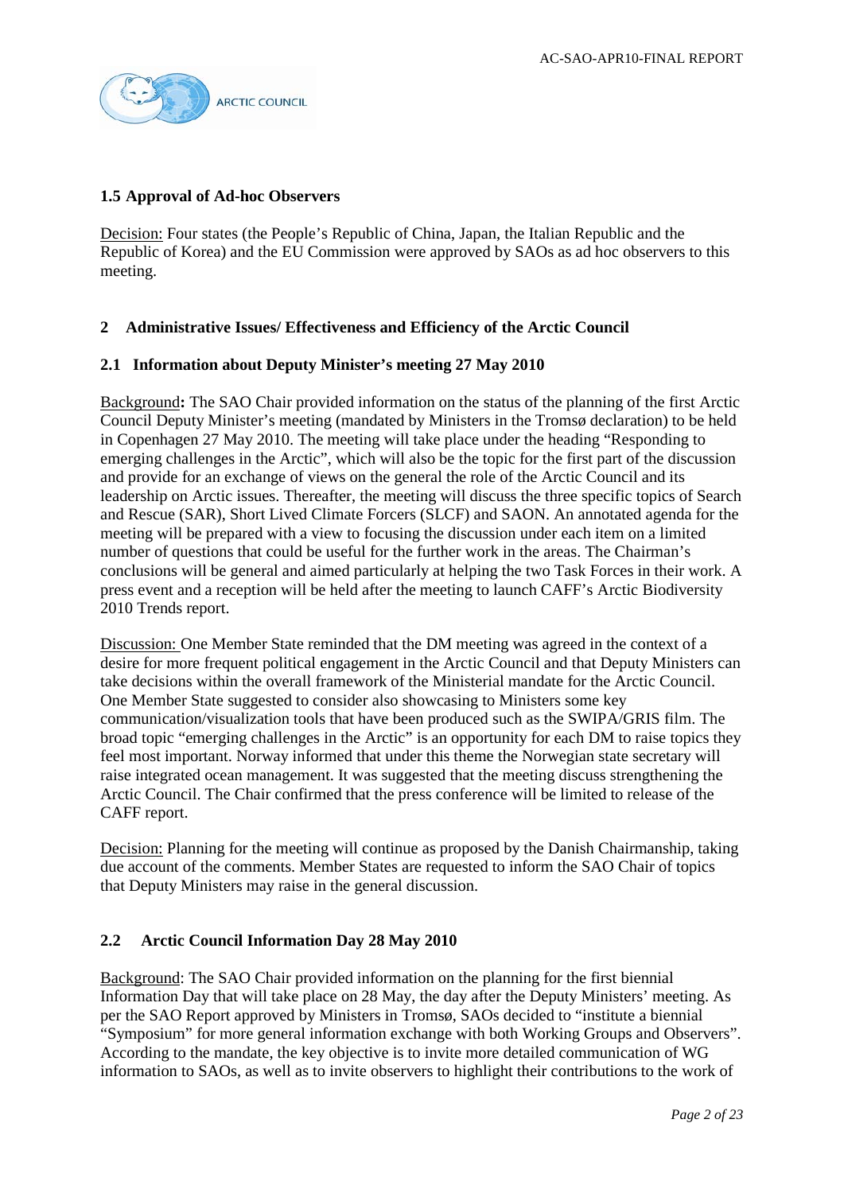### 1.5 Approval of Ad-hoc Observers

Decision: Four states (the People's Republic of China, Japan, the Italian Republic and the Republic of Korea) and the EU Commission were approved by SAOs as ad hoc observers to this meeting.

## 2 Administrative Issues/ Effectiveness and Efficiency of the Arctic Council

### 2.1 Information about Deputy Minister's meeting 27 May 2010

Background**:** The SAO Chair provided information on the status of the planning of the first Arctic Council Deputy Minister's meeting (mandated by Ministers in the Tromsø declaration) to be held in Copenhagen 27 May 2010. The meeting will take place under the heading "Responding to emerging challenges in the Arctic", which will also be the topic for the first part of the discussion and provide for an exchange of views on the general the role of the Arctic Council and its leadership on Arctic issues. Thereafter, the meeting will discuss the three specific topics of Search and Rescue (SAR), Short Lived Climate Forcers (SLCF) and SAON. An annotated agenda for the meeting will be prepared with a view to focusing the discussion under each item on a limited number of questions that could be useful for the further work in the areas. The Chairman's conclusions will be general and aimed particularly at helping the two Task Forces in their work. A press event and a reception will be held after the meeting to launch CAFF's Arctic Biodiversity 2010 Trends report.

Discussion: One Member State reminded that the DM meeting was agreed in the context of a desire for more frequent political engagement in the Arctic Council and that Deputy Ministers can take decisions within the overall framework of the Ministerial mandate for the Arctic Council. One Member State suggested to consider also showcasing to Ministers some key communication/visualization tools that have been produced such as the SWIPA/GRIS film. The broad topic "emerging challenges in the Arctic" is an opportunity for each DM to raise topics they feel most important. Norway informed that under this theme the Norwegian state secretary will raise integrated ocean management. It was suggested that the meeting discuss strengthening the Arctic Council. The Chair confirmed that the press conference will be limited to release of the CAFF report.

Decision: Planning for the meeting will continue as proposed by the Danish Chairmanship, taking due account of the comments. Member States are requested to inform the SAO Chair of topics that Deputy Ministers may raise in the general discussion.

### 2.2 Arctic Council Information Day 28 May 2010

Background: The SAO Chair provided information on the planning for the first biennial Information Day that will take place on 28 May, the day after the Deputy Ministers' meeting. As per the SAO Report approved by Ministers in Tromsø, SAOs decided to "institute a biennial "Symposium" for more general information exchange with both Working Groups and Observers". According to the mandate, the key objective is to invite more detailed communication of WG information to SAOs, as well as to invite observers to highlight their contributions to the work of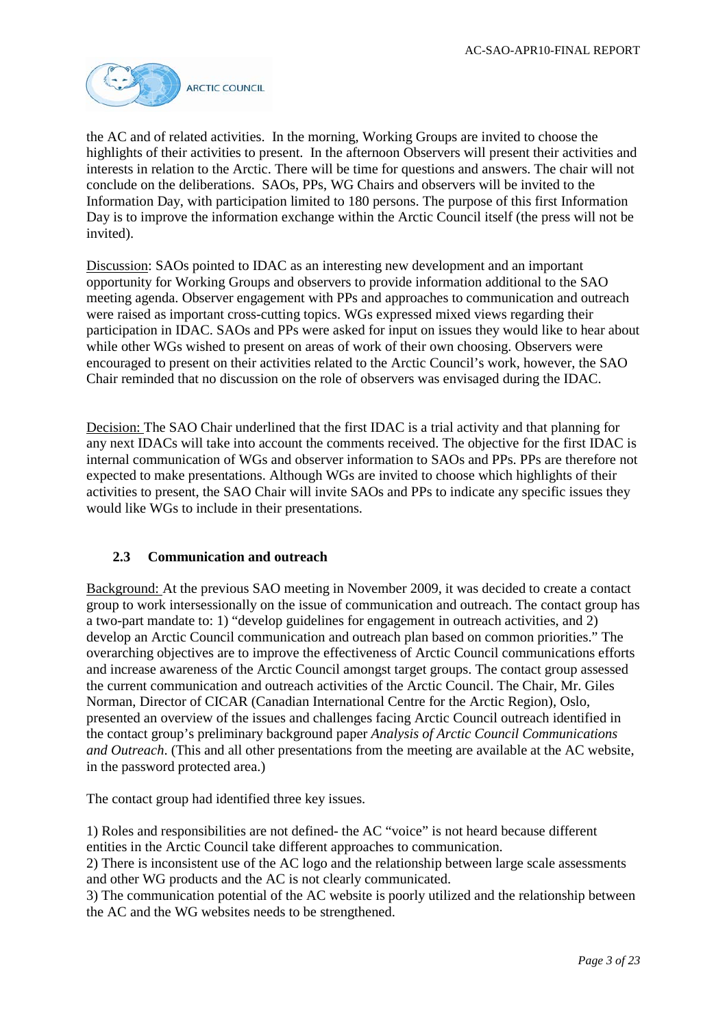the AC and of related activities. In the morning, Working Groups are invited to choose the highlights of their activities to present. In the afternoon Observers will present their activities and interests in relation to the Arctic. There will be time for questions and answers. The chair will not conclude on the deliberations. SAOs, PPs, WG Chairs and observers will be invited to the Information Day, with participation limited to 180 persons. The purpose of this first Information Day is to improve the information exchange within the Arctic Council itself (the press will not be invited).

Discussion: SAOs pointed to IDAC as an interesting new development and an important opportunity for Working Groups and observers to provide information additional to the SAO meeting agenda. Observer engagement with PPs and approaches to communication and outreach were raised as important cross-cutting topics. WGs expressed mixed views regarding their participation in IDAC. SAOs and PPs were asked for input on issues they would like to hear about while other WGs wished to present on areas of work of their own choosing. Observers were encouraged to present on their activities related to the Arctic Council's work, however, the SAO Chair reminded that no discussion on the role of observers was envisaged during the IDAC.

Decision: The SAO Chair underlined that the first IDAC is a trial activity and that planning for any next IDACs will take into account the comments received. The objective for the first IDAC is internal communication of WGs and observer information to SAOs and PPs. PPs are therefore not expected to make presentations. Although WGs are invited to choose which highlights of their activities to present, the SAO Chair will invite SAOs and PPs to indicate any specific issues they would like WGs to include in their presentations.

### 2.3 Communication and outreach

Background: At the previous SAO meeting in November 2009, it was decided to create a contact group to work intersessionally on the issue of communication and outreach. The contact group has a two-part mandate to: 1) "develop guidelines for engagement in outreach activities, and 2) develop an Arctic Council communication and outreach plan based on common priorities." The overarching objectives are to improve the effectiveness of Arctic Council communications efforts and increase awareness of the Arctic Council amongst target groups. The contact group assessed the current communication and outreach activities of the Arctic Council. The Chair, Mr. Giles Norman, Director of CICAR (Canadian International Centre for the Arctic Region), Oslo, presented an overview of the issues and challenges facing Arctic Council outreach identified in the contact group's preliminary background paper *Analysis of Arctic Council Communications and Outreach*. (This and all other presentations from the meeting are available at the AC website, in the password protected area.)

The contact group had identified three key issues.

1) Roles and responsibilities are not defined- the AC "voice" is not heard because different entities in the Arctic Council take different approaches to communication.
2) There is inconsistent use of the AC logo and the relationship between large scale assessments and other WG products and the AC is not clearly communicated.
3) The communication potential of the AC website is poorly utilized and the relationship between the AC and the WG websites needs to be strengthened.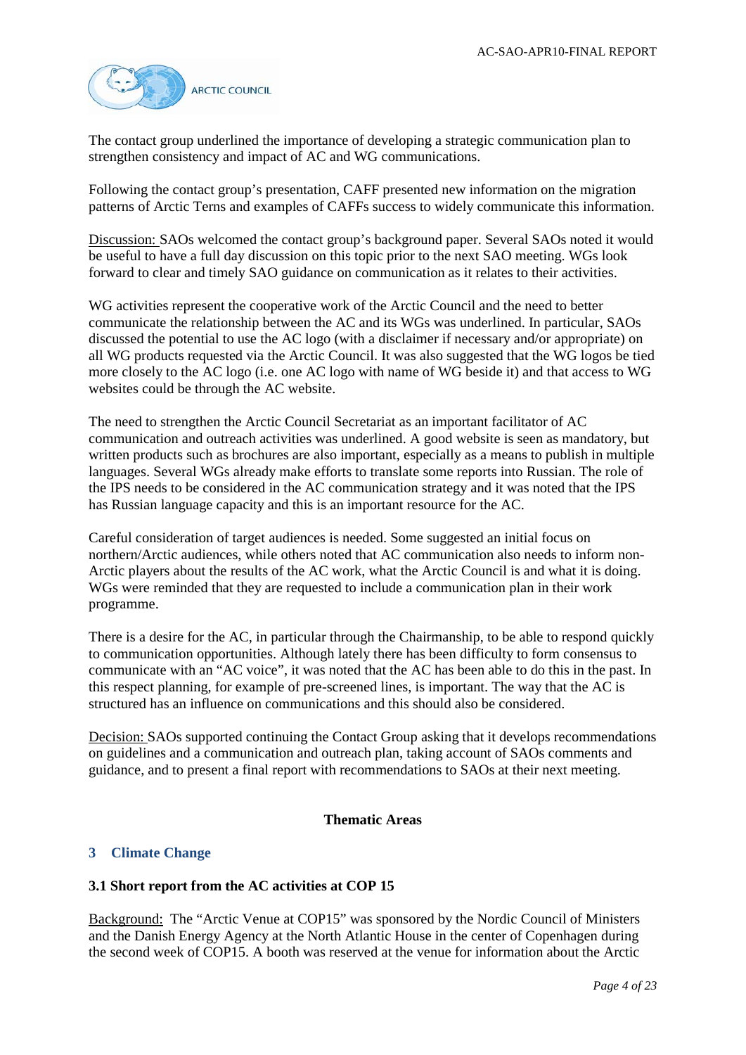The contact group underlined the importance of developing a strategic communication plan to strengthen consistency and impact of AC and WG communications.

Following the contact group's presentation, CAFF presented new information on the migration patterns of Arctic Terns and examples of CAFFs success to widely communicate this information.

Discussion: SAOs welcomed the contact group's background paper. Several SAOs noted it would be useful to have a full day discussion on this topic prior to the next SAO meeting. WGs look forward to clear and timely SAO guidance on communication as it relates to their activities.

WG activities represent the cooperative work of the Arctic Council and the need to better communicate the relationship between the AC and its WGs was underlined. In particular, SAOs discussed the potential to use the AC logo (with a disclaimer if necessary and/or appropriate) on all WG products requested via the Arctic Council. It was also suggested that the WG logos be tied more closely to the AC logo (i.e. one AC logo with name of WG beside it) and that access to WG websites could be through the AC website.

The need to strengthen the Arctic Council Secretariat as an important facilitator of AC communication and outreach activities was underlined. A good website is seen as mandatory, but written products such as brochures are also important, especially as a means to publish in multiple languages. Several WGs already make efforts to translate some reports into Russian. The role of the IPS needs to be considered in the AC communication strategy and it was noted that the IPS has Russian language capacity and this is an important resource for the AC.

Careful consideration of target audiences is needed. Some suggested an initial focus on northern/Arctic audiences, while others noted that AC communication also needs to inform non-Arctic players about the results of the AC work, what the Arctic Council is and what it is doing. WGs were reminded that they are requested to include a communication plan in their work programme.

There is a desire for the AC, in particular through the Chairmanship, to be able to respond quickly to communication opportunities. Although lately there has been difficulty to form consensus to communicate with an "AC voice", it was noted that the AC has been able to do this in the past. In this respect planning, for example of pre-screened lines, is important. The way that the AC is structured has an influence on communications and this should also be considered.

Decision: SAOs supported continuing the Contact Group asking that it develops recommendations on guidelines and a communication and outreach plan, taking account of SAOs comments and guidance, and to present a final report with recommendations to SAOs at their next meeting.

**Thematic Areas**

## 3 Climate Change

### 3.1 Short report from the AC activities at COP 15

Background: The "Arctic Venue at COP15" was sponsored by the Nordic Council of Ministers and the Danish Energy Agency at the North Atlantic House in the center of Copenhagen during the second week of COP15. A booth was reserved at the venue for information about the Arctic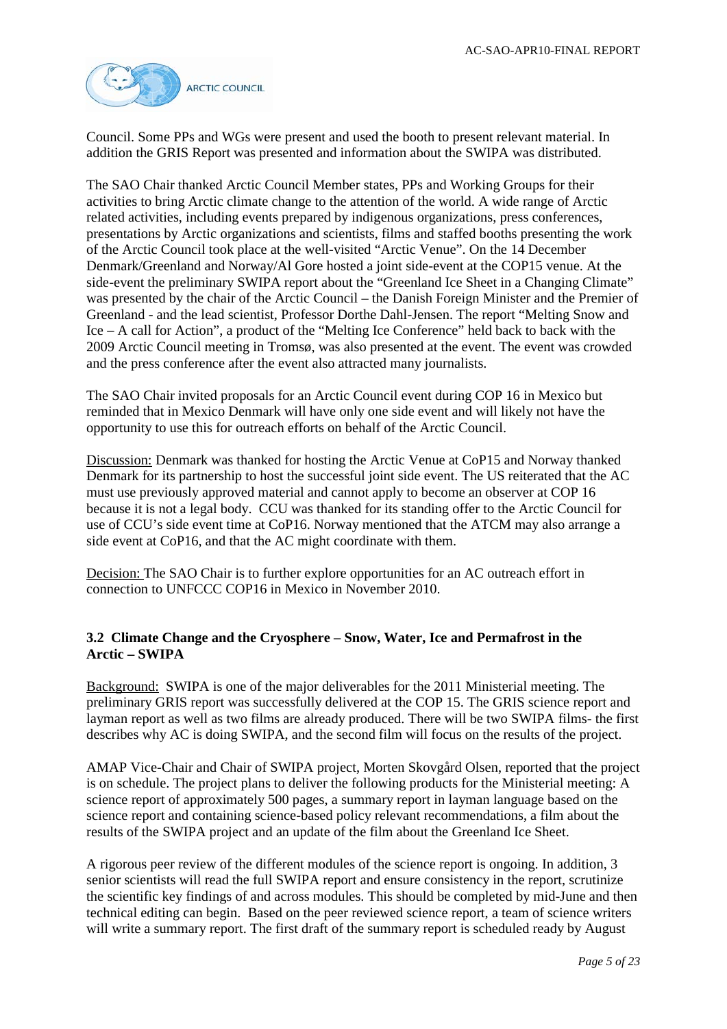Council. Some PPs and WGs were present and used the booth to present relevant material. In addition the GRIS Report was presented and information about the SWIPA was distributed.

The SAO Chair thanked Arctic Council Member states, PPs and Working Groups for their activities to bring Arctic climate change to the attention of the world. A wide range of Arctic related activities, including events prepared by indigenous organizations, press conferences, presentations by Arctic organizations and scientists, films and staffed booths presenting the work of the Arctic Council took place at the well-visited "Arctic Venue". On the 14 December Denmark/Greenland and Norway/Al Gore hosted a joint side-event at the COP15 venue. At the side-event the preliminary SWIPA report about the "Greenland Ice Sheet in a Changing Climate" was presented by the chair of the Arctic Council – the Danish Foreign Minister and the Premier of Greenland - and the lead scientist, Professor Dorthe Dahl-Jensen. The report "Melting Snow and Ice – A call for Action", a product of the "Melting Ice Conference" held back to back with the 2009 Arctic Council meeting in Tromsø, was also presented at the event. The event was crowded and the press conference after the event also attracted many journalists.

The SAO Chair invited proposals for an Arctic Council event during COP 16 in Mexico but reminded that in Mexico Denmark will have only one side event and will likely not have the opportunity to use this for outreach efforts on behalf of the Arctic Council.

Discussion: Denmark was thanked for hosting the Arctic Venue at CoP15 and Norway thanked Denmark for its partnership to host the successful joint side event. The US reiterated that the AC must use previously approved material and cannot apply to become an observer at COP 16 because it is not a legal body. CCU was thanked for its standing offer to the Arctic Council for use of CCU's side event time at CoP16. Norway mentioned that the ATCM may also arrange a side event at CoP16, and that the AC might coordinate with them.

Decision: The SAO Chair is to further explore opportunities for an AC outreach effort in connection to UNFCCC COP16 in Mexico in November 2010.

### 3.2 Climate Change and the Cryosphere – Snow, Water, Ice and Permafrost in the Arctic – SWIPA

Background: SWIPA is one of the major deliverables for the 2011 Ministerial meeting. The preliminary GRIS report was successfully delivered at the COP 15. The GRIS science report and layman report as well as two films are already produced. There will be two SWIPA films- the first describes why AC is doing SWIPA, and the second film will focus on the results of the project.

AMAP Vice-Chair and Chair of SWIPA project, Morten Skovgård Olsen, reported that the project is on schedule. The project plans to deliver the following products for the Ministerial meeting: A science report of approximately 500 pages, a summary report in layman language based on the science report and containing science-based policy relevant recommendations, a film about the results of the SWIPA project and an update of the film about the Greenland Ice Sheet.

A rigorous peer review of the different modules of the science report is ongoing. In addition, 3 senior scientists will read the full SWIPA report and ensure consistency in the report, scrutinize the scientific key findings of and across modules. This should be completed by mid-June and then technical editing can begin. Based on the peer reviewed science report, a team of science writers will write a summary report. The first draft of the summary report is scheduled ready by August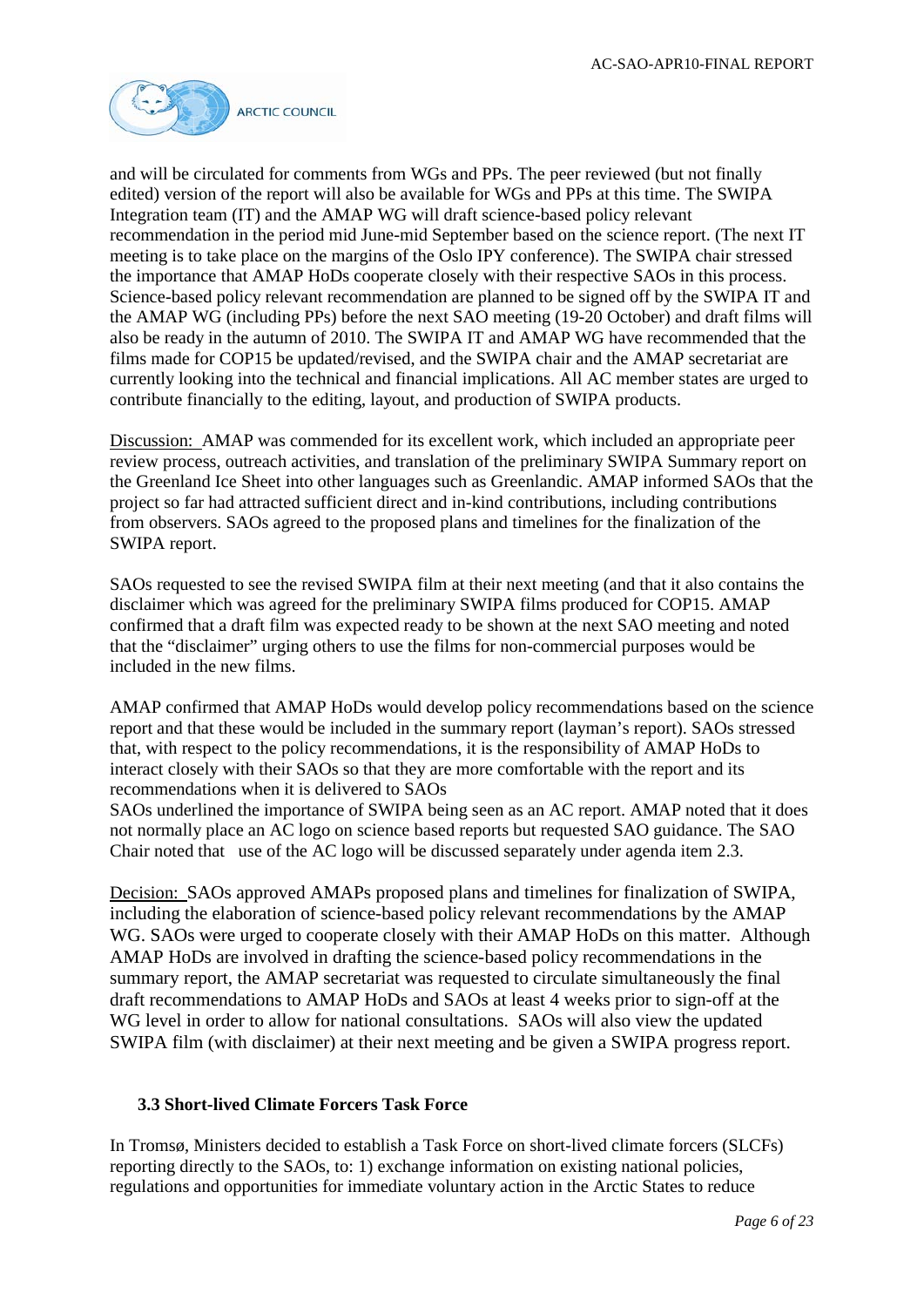and will be circulated for comments from WGs and PPs. The peer reviewed (but not finally edited) version of the report will also be available for WGs and PPs at this time. The SWIPA Integration team (IT) and the AMAP WG will draft science-based policy relevant recommendation in the period mid June-mid September based on the science report. (The next IT meeting is to take place on the margins of the Oslo IPY conference). The SWIPA chair stressed the importance that AMAP HoDs cooperate closely with their respective SAOs in this process. Science-based policy relevant recommendation are planned to be signed off by the SWIPA IT and the AMAP WG (including PPs) before the next SAO meeting (19-20 October) and draft films will also be ready in the autumn of 2010. The SWIPA IT and AMAP WG have recommended that the films made for COP15 be updated/revised, and the SWIPA chair and the AMAP secretariat are currently looking into the technical and financial implications. All AC member states are urged to contribute financially to the editing, layout, and production of SWIPA products.

Discussion: AMAP was commended for its excellent work, which included an appropriate peer review process, outreach activities, and translation of the preliminary SWIPA Summary report on the Greenland Ice Sheet into other languages such as Greenlandic. AMAP informed SAOs that the project so far had attracted sufficient direct and in-kind contributions, including contributions from observers. SAOs agreed to the proposed plans and timelines for the finalization of the SWIPA report.

SAOs requested to see the revised SWIPA film at their next meeting (and that it also contains the disclaimer which was agreed for the preliminary SWIPA films produced for COP15. AMAP confirmed that a draft film was expected ready to be shown at the next SAO meeting and noted that the "disclaimer" urging others to use the films for non-commercial purposes would be included in the new films.

AMAP confirmed that AMAP HoDs would develop policy recommendations based on the science report and that these would be included in the summary report (layman's report). SAOs stressed that, with respect to the policy recommendations, it is the responsibility of AMAP HoDs to interact closely with their SAOs so that they are more comfortable with the report and its recommendations when it is delivered to SAOs
SAOs underlined the importance of SWIPA being seen as an AC report. AMAP noted that it does not normally place an AC logo on science based reports but requested SAO guidance. The SAO Chair noted that use of the AC logo will be discussed separately under agenda item 2.3.

Decision: SAOs approved AMAPs proposed plans and timelines for finalization of SWIPA, including the elaboration of science-based policy relevant recommendations by the AMAP WG. SAOs were urged to cooperate closely with their AMAP HoDs on this matter. Although AMAP HoDs are involved in drafting the science-based policy recommendations in the summary report, the AMAP secretariat was requested to circulate simultaneously the final draft recommendations to AMAP HoDs and SAOs at least 4 weeks prior to sign-off at the WG level in order to allow for national consultations. SAOs will also view the updated SWIPA film (with disclaimer) at their next meeting and be given a SWIPA progress report.

### 3.3 Short-lived Climate Forcers Task Force

In Tromsø, Ministers decided to establish a Task Force on short-lived climate forcers (SLCFs) reporting directly to the SAOs, to: 1) exchange information on existing national policies, regulations and opportunities for immediate voluntary action in the Arctic States to reduce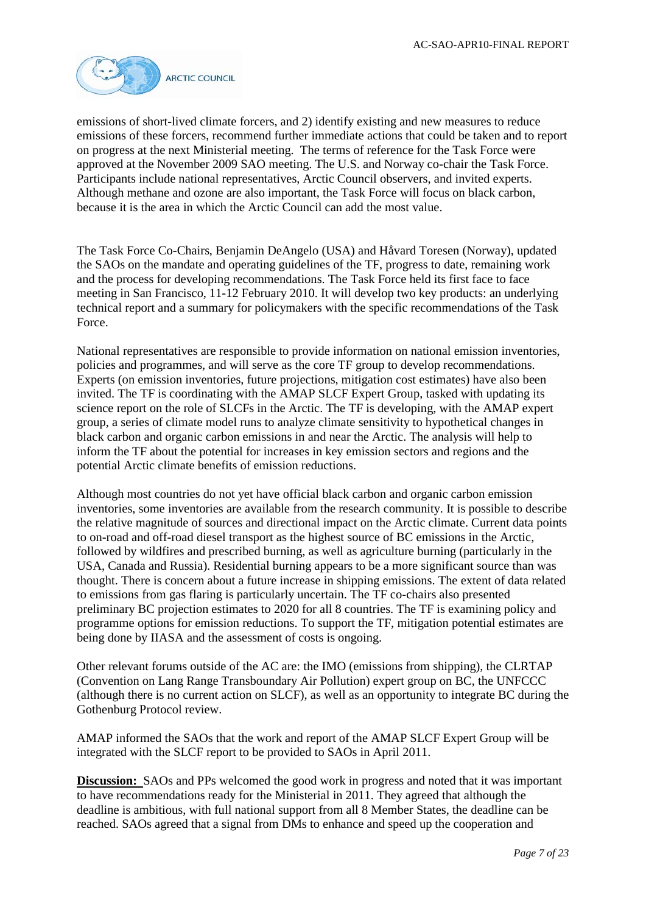emissions of short-lived climate forcers, and 2) identify existing and new measures to reduce emissions of these forcers, recommend further immediate actions that could be taken and to report on progress at the next Ministerial meeting. The terms of reference for the Task Force were approved at the November 2009 SAO meeting. The U.S. and Norway co-chair the Task Force. Participants include national representatives, Arctic Council observers, and invited experts. Although methane and ozone are also important, the Task Force will focus on black carbon, because it is the area in which the Arctic Council can add the most value.

The Task Force Co-Chairs, Benjamin DeAngelo (USA) and Håvard Toresen (Norway), updated the SAOs on the mandate and operating guidelines of the TF, progress to date, remaining work and the process for developing recommendations. The Task Force held its first face to face meeting in San Francisco, 11-12 February 2010. It will develop two key products: an underlying technical report and a summary for policymakers with the specific recommendations of the Task Force.

National representatives are responsible to provide information on national emission inventories, policies and programmes, and will serve as the core TF group to develop recommendations. Experts (on emission inventories, future projections, mitigation cost estimates) have also been invited. The TF is coordinating with the AMAP SLCF Expert Group, tasked with updating its science report on the role of SLCFs in the Arctic. The TF is developing, with the AMAP expert group, a series of climate model runs to analyze climate sensitivity to hypothetical changes in black carbon and organic carbon emissions in and near the Arctic. The analysis will help to inform the TF about the potential for increases in key emission sectors and regions and the potential Arctic climate benefits of emission reductions.

Although most countries do not yet have official black carbon and organic carbon emission inventories, some inventories are available from the research community. It is possible to describe the relative magnitude of sources and directional impact on the Arctic climate. Current data points to on-road and off-road diesel transport as the highest source of BC emissions in the Arctic, followed by wildfires and prescribed burning, as well as agriculture burning (particularly in the USA, Canada and Russia). Residential burning appears to be a more significant source than was thought. There is concern about a future increase in shipping emissions. The extent of data related to emissions from gas flaring is particularly uncertain. The TF co-chairs also presented preliminary BC projection estimates to 2020 for all 8 countries. The TF is examining policy and programme options for emission reductions. To support the TF, mitigation potential estimates are being done by IIASA and the assessment of costs is ongoing.

Other relevant forums outside of the AC are: the IMO (emissions from shipping), the CLRTAP (Convention on Lang Range Transboundary Air Pollution) expert group on BC, the UNFCCC (although there is no current action on SLCF), as well as an opportunity to integrate BC during the Gothenburg Protocol review.

AMAP informed the SAOs that the work and report of the AMAP SLCF Expert Group will be integrated with the SLCF report to be provided to SAOs in April 2011.

**Discussion:** SAOs and PPs welcomed the good work in progress and noted that it was important to have recommendations ready for the Ministerial in 2011. They agreed that although the deadline is ambitious, with full national support from all 8 Member States, the deadline can be reached. SAOs agreed that a signal from DMs to enhance and speed up the cooperation and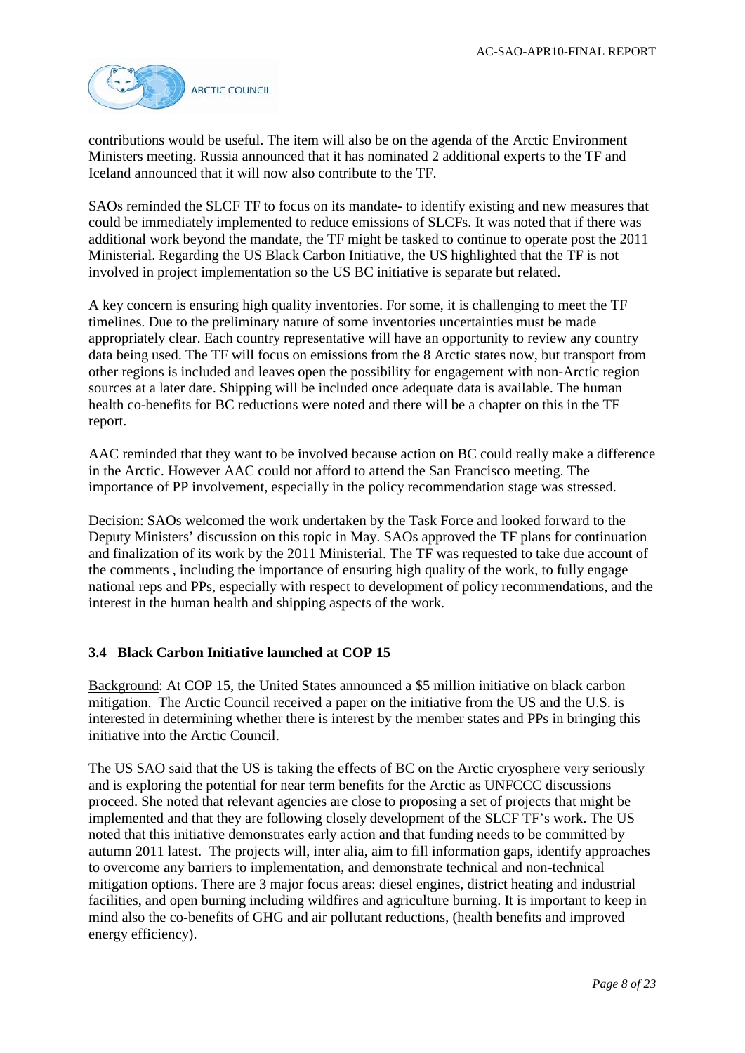contributions would be useful. The item will also be on the agenda of the Arctic Environment Ministers meeting. Russia announced that it has nominated 2 additional experts to the TF and Iceland announced that it will now also contribute to the TF.

SAOs reminded the SLCF TF to focus on its mandate- to identify existing and new measures that could be immediately implemented to reduce emissions of SLCFs. It was noted that if there was additional work beyond the mandate, the TF might be tasked to continue to operate post the 2011 Ministerial. Regarding the US Black Carbon Initiative, the US highlighted that the TF is not involved in project implementation so the US BC initiative is separate but related.

A key concern is ensuring high quality inventories. For some, it is challenging to meet the TF timelines. Due to the preliminary nature of some inventories uncertainties must be made appropriately clear. Each country representative will have an opportunity to review any country data being used. The TF will focus on emissions from the 8 Arctic states now, but transport from other regions is included and leaves open the possibility for engagement with non-Arctic region sources at a later date. Shipping will be included once adequate data is available. The human health co-benefits for BC reductions were noted and there will be a chapter on this in the TF report.

AAC reminded that they want to be involved because action on BC could really make a difference in the Arctic. However AAC could not afford to attend the San Francisco meeting. The importance of PP involvement, especially in the policy recommendation stage was stressed.

Decision: SAOs welcomed the work undertaken by the Task Force and looked forward to the Deputy Ministers' discussion on this topic in May. SAOs approved the TF plans for continuation and finalization of its work by the 2011 Ministerial. The TF was requested to take due account of the comments , including the importance of ensuring high quality of the work, to fully engage national reps and PPs, especially with respect to development of policy recommendations, and the interest in the human health and shipping aspects of the work.

### 3.4 Black Carbon Initiative launched at COP 15

Background: At COP 15, the United States announced a \$5 million initiative on black carbon mitigation. The Arctic Council received a paper on the initiative from the US and the U.S. is interested in determining whether there is interest by the member states and PPs in bringing this initiative into the Arctic Council.

The US SAO said that the US is taking the effects of BC on the Arctic cryosphere very seriously and is exploring the potential for near term benefits for the Arctic as UNFCCC discussions proceed. She noted that relevant agencies are close to proposing a set of projects that might be implemented and that they are following closely development of the SLCF TF's work. The US noted that this initiative demonstrates early action and that funding needs to be committed by autumn 2011 latest. The projects will, inter alia, aim to fill information gaps, identify approaches to overcome any barriers to implementation, and demonstrate technical and non-technical mitigation options. There are 3 major focus areas: diesel engines, district heating and industrial facilities, and open burning including wildfires and agriculture burning. It is important to keep in mind also the co-benefits of GHG and air pollutant reductions, (health benefits and improved energy efficiency).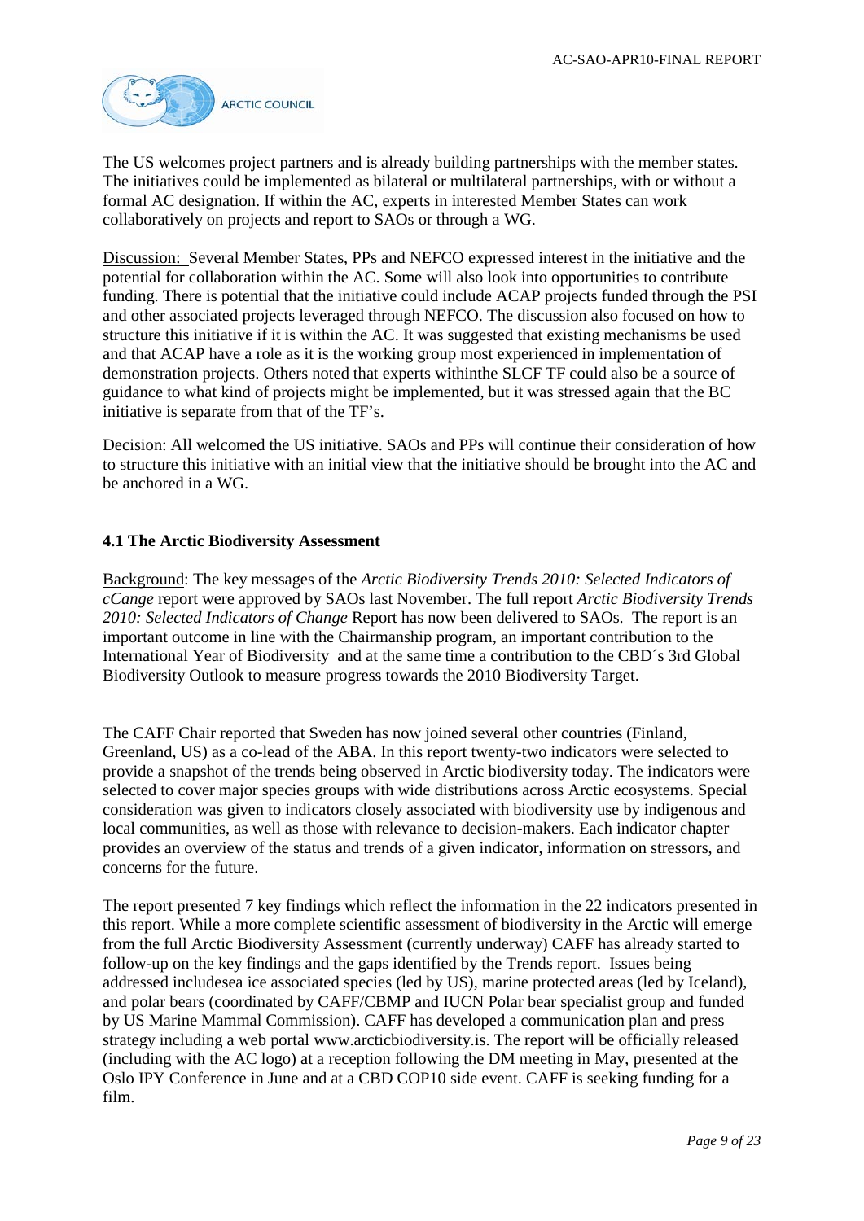The US welcomes project partners and is already building partnerships with the member states. The initiatives could be implemented as bilateral or multilateral partnerships, with or without a formal AC designation. If within the AC, experts in interested Member States can work collaboratively on projects and report to SAOs or through a WG.

Discussion: Several Member States, PPs and NEFCO expressed interest in the initiative and the potential for collaboration within the AC. Some will also look into opportunities to contribute funding. There is potential that the initiative could include ACAP projects funded through the PSI and other associated projects leveraged through NEFCO. The discussion also focused on how to structure this initiative if it is within the AC. It was suggested that existing mechanisms be used and that ACAP have a role as it is the working group most experienced in implementation of demonstration projects. Others noted that experts withinthe SLCF TF could also be a source of guidance to what kind of projects might be implemented, but it was stressed again that the BC initiative is separate from that of the TF's.

Decision: All welcomed the US initiative. SAOs and PPs will continue their consideration of how to structure this initiative with an initial view that the initiative should be brought into the AC and be anchored in a WG.

**4.1 The Arctic Biodiversity Assessment**

Background: The key messages of the *Arctic Biodiversity Trends 2010: Selected Indicators of cCange* report were approved by SAOs last November. The full report *Arctic Biodiversity Trends 2010: Selected Indicators of Change* Report has now been delivered to SAOs. The report is an important outcome in line with the Chairmanship program, an important contribution to the International Year of Biodiversity and at the same time a contribution to the CBD´s 3rd Global Biodiversity Outlook to measure progress towards the 2010 Biodiversity Target.

The CAFF Chair reported that Sweden has now joined several other countries (Finland, Greenland, US) as a co-lead of the ABA. In this report twenty-two indicators were selected to provide a snapshot of the trends being observed in Arctic biodiversity today. The indicators were selected to cover major species groups with wide distributions across Arctic ecosystems. Special consideration was given to indicators closely associated with biodiversity use by indigenous and local communities, as well as those with relevance to decision-makers. Each indicator chapter provides an overview of the status and trends of a given indicator, information on stressors, and concerns for the future.

The report presented 7 key findings which reflect the information in the 22 indicators presented in this report. While a more complete scientific assessment of biodiversity in the Arctic will emerge from the full Arctic Biodiversity Assessment (currently underway) CAFF has already started to follow-up on the key findings and the gaps identified by the Trends report. Issues being addressed includesea ice associated species (led by US), marine protected areas (led by Iceland), and polar bears (coordinated by CAFF/CBMP and IUCN Polar bear specialist group and funded by US Marine Mammal Commission). CAFF has developed a communication plan and press strategy including a web portal www.arcticbiodiversity.is. The report will be officially released (including with the AC logo) at a reception following the DM meeting in May, presented at the Oslo IPY Conference in June and at a CBD COP10 side event. CAFF is seeking funding for a film.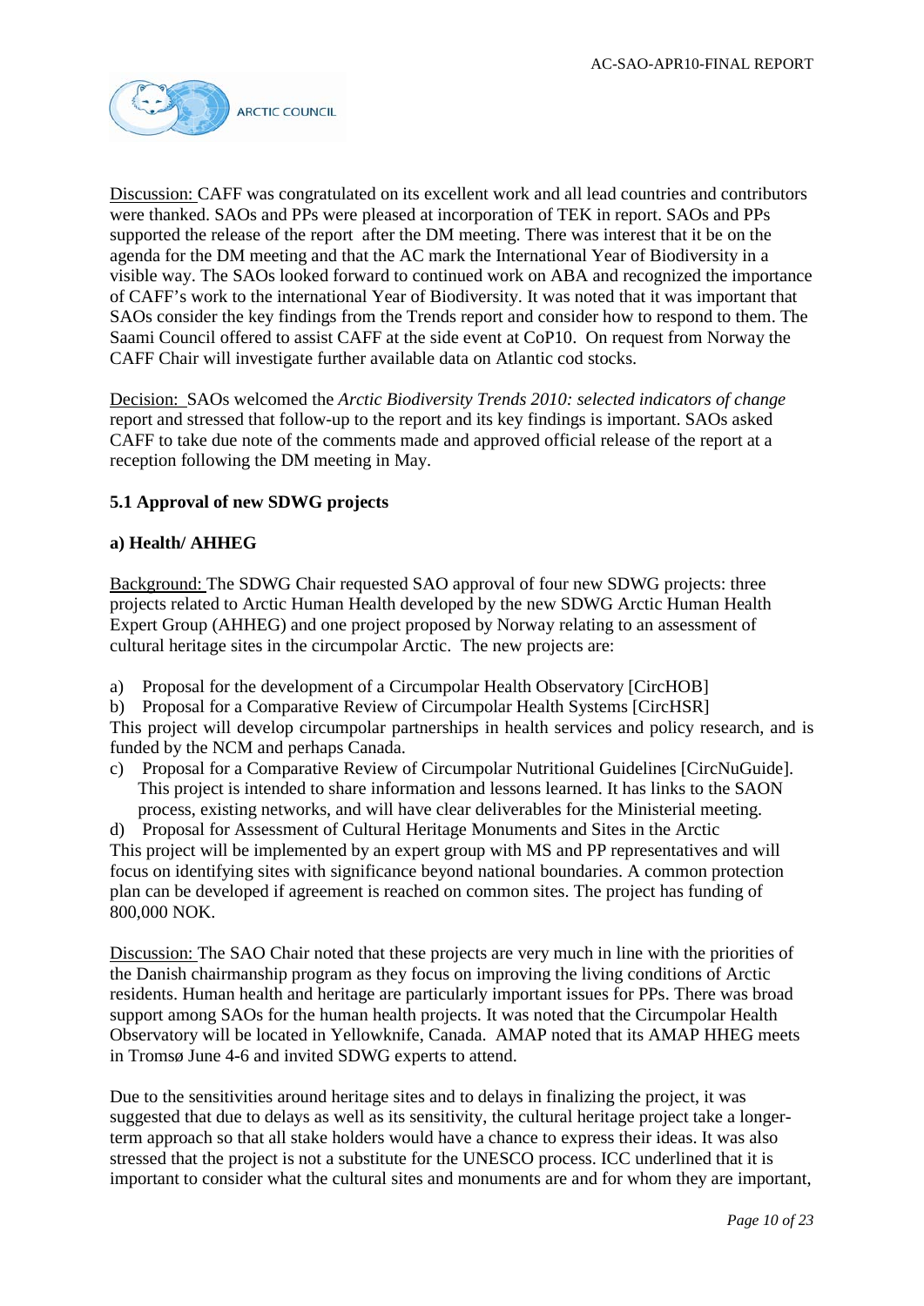Discussion: CAFF was congratulated on its excellent work and all lead countries and contributors were thanked. SAOs and PPs were pleased at incorporation of TEK in report. SAOs and PPs supported the release of the report after the DM meeting. There was interest that it be on the agenda for the DM meeting and that the AC mark the International Year of Biodiversity in a visible way. The SAOs looked forward to continued work on ABA and recognized the importance of CAFF's work to the international Year of Biodiversity. It was noted that it was important that SAOs consider the key findings from the Trends report and consider how to respond to them. The Saami Council offered to assist CAFF at the side event at CoP10. On request from Norway the CAFF Chair will investigate further available data on Atlantic cod stocks.

Decision: SAOs welcomed the *Arctic Biodiversity Trends 2010: selected indicators of change* report and stressed that follow-up to the report and its key findings is important. SAOs asked CAFF to take due note of the comments made and approved official release of the report at a reception following the DM meeting in May.

**5.1 Approval of new SDWG projects**

**a) Health/ AHHEG**

Background: The SDWG Chair requested SAO approval of four new SDWG projects: three projects related to Arctic Human Health developed by the new SDWG Arctic Human Health Expert Group (AHHEG) and one project proposed by Norway relating to an assessment of cultural heritage sites in the circumpolar Arctic. The new projects are:

a) Proposal for the development of a Circumpolar Health Observatory [CircHOB]

b) Proposal for a Comparative Review of Circumpolar Health Systems [CircHSR]
This project will develop circumpolar partnerships in health services and policy research, and is funded by the NCM and perhaps Canada.

c) Proposal for a Comparative Review of Circumpolar Nutritional Guidelines [CircNuGuide]. This project is intended to share information and lessons learned. It has links to the SAON process, existing networks, and will have clear deliverables for the Ministerial meeting.

d) Proposal for Assessment of Cultural Heritage Monuments and Sites in the Arctic
This project will be implemented by an expert group with MS and PP representatives and will focus on identifying sites with significance beyond national boundaries. A common protection plan can be developed if agreement is reached on common sites. The project has funding of 800,000 NOK.

Discussion: The SAO Chair noted that these projects are very much in line with the priorities of the Danish chairmanship program as they focus on improving the living conditions of Arctic residents. Human health and heritage are particularly important issues for PPs. There was broad support among SAOs for the human health projects. It was noted that the Circumpolar Health Observatory will be located in Yellowknife, Canada. AMAP noted that its AMAP HHEG meets in Tromsø June 4-6 and invited SDWG experts to attend.

Due to the sensitivities around heritage sites and to delays in finalizing the project, it was suggested that due to delays as well as its sensitivity, the cultural heritage project take a longer-term approach so that all stake holders would have a chance to express their ideas. It was also stressed that the project is not a substitute for the UNESCO process. ICC underlined that it is important to consider what the cultural sites and monuments are and for whom they are important,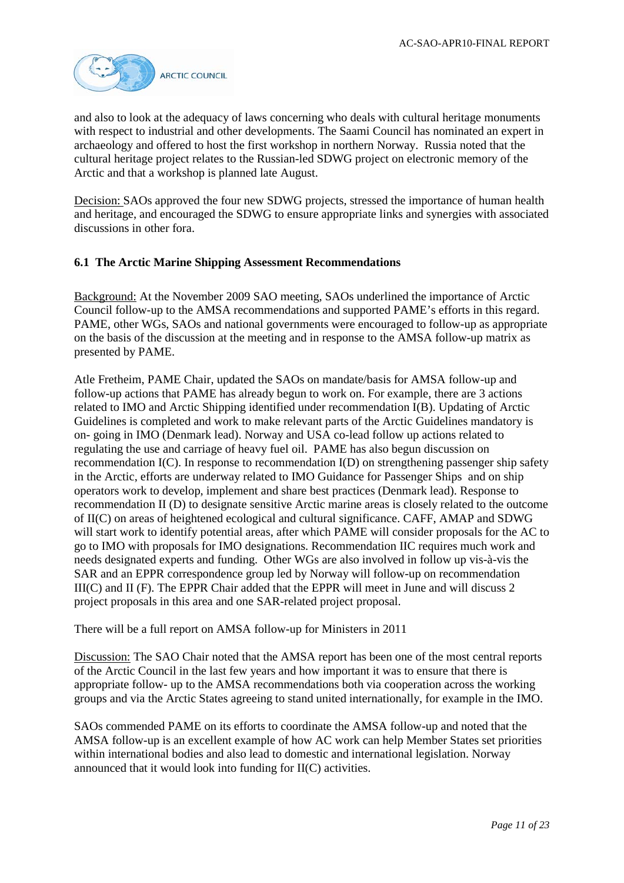and also to look at the adequacy of laws concerning who deals with cultural heritage monuments with respect to industrial and other developments. The Saami Council has nominated an expert in archaeology and offered to host the first workshop in northern Norway. Russia noted that the cultural heritage project relates to the Russian-led SDWG project on electronic memory of the Arctic and that a workshop is planned late August.

Decision: SAOs approved the four new SDWG projects, stressed the importance of human health and heritage, and encouraged the SDWG to ensure appropriate links and synergies with associated discussions in other fora.

### 6.1 The Arctic Marine Shipping Assessment Recommendations

Background: At the November 2009 SAO meeting, SAOs underlined the importance of Arctic Council follow-up to the AMSA recommendations and supported PAME's efforts in this regard. PAME, other WGs, SAOs and national governments were encouraged to follow-up as appropriate on the basis of the discussion at the meeting and in response to the AMSA follow-up matrix as presented by PAME.

Atle Fretheim, PAME Chair, updated the SAOs on mandate/basis for AMSA follow-up and follow-up actions that PAME has already begun to work on. For example, there are 3 actions related to IMO and Arctic Shipping identified under recommendation I(B). Updating of Arctic Guidelines is completed and work to make relevant parts of the Arctic Guidelines mandatory is on- going in IMO (Denmark lead). Norway and USA co-lead follow up actions related to regulating the use and carriage of heavy fuel oil. PAME has also begun discussion on recommendation I(C). In response to recommendation I(D) on strengthening passenger ship safety in the Arctic, efforts are underway related to IMO Guidance for Passenger Ships and on ship operators work to develop, implement and share best practices (Denmark lead). Response to recommendation II (D) to designate sensitive Arctic marine areas is closely related to the outcome of II(C) on areas of heightened ecological and cultural significance. CAFF, AMAP and SDWG will start work to identify potential areas, after which PAME will consider proposals for the AC to go to IMO with proposals for IMO designations. Recommendation IIC requires much work and needs designated experts and funding. Other WGs are also involved in follow up vis-à-vis the SAR and an EPPR correspondence group led by Norway will follow-up on recommendation III(C) and II (F). The EPPR Chair added that the EPPR will meet in June and will discuss 2 project proposals in this area and one SAR-related project proposal.

There will be a full report on AMSA follow-up for Ministers in 2011

Discussion: The SAO Chair noted that the AMSA report has been one of the most central reports of the Arctic Council in the last few years and how important it was to ensure that there is appropriate follow- up to the AMSA recommendations both via cooperation across the working groups and via the Arctic States agreeing to stand united internationally, for example in the IMO.

SAOs commended PAME on its efforts to coordinate the AMSA follow-up and noted that the AMSA follow-up is an excellent example of how AC work can help Member States set priorities within international bodies and also lead to domestic and international legislation. Norway announced that it would look into funding for II(C) activities.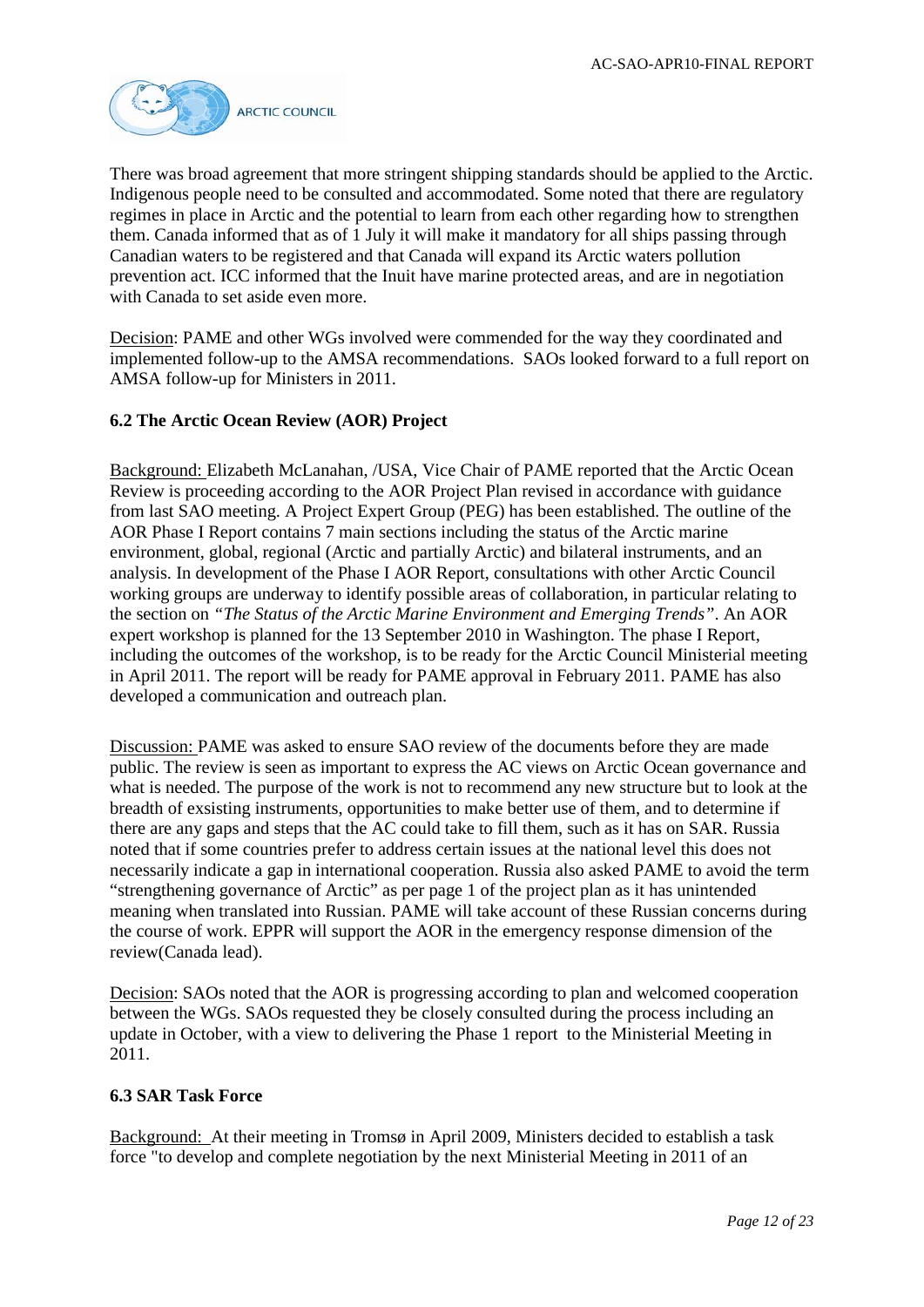There was broad agreement that more stringent shipping standards should be applied to the Arctic. Indigenous people need to be consulted and accommodated. Some noted that there are regulatory regimes in place in Arctic and the potential to learn from each other regarding how to strengthen them. Canada informed that as of 1 July it will make it mandatory for all ships passing through Canadian waters to be registered and that Canada will expand its Arctic waters pollution prevention act. ICC informed that the Inuit have marine protected areas, and are in negotiation with Canada to set aside even more.

Decision: PAME and other WGs involved were commended for the way they coordinated and implemented follow-up to the AMSA recommendations. SAOs looked forward to a full report on AMSA follow-up for Ministers in 2011.

### 6.2 The Arctic Ocean Review (AOR) Project

Background: Elizabeth McLanahan, /USA, Vice Chair of PAME reported that the Arctic Ocean Review is proceeding according to the AOR Project Plan revised in accordance with guidance from last SAO meeting. A Project Expert Group (PEG) has been established. The outline of the AOR Phase I Report contains 7 main sections including the status of the Arctic marine environment, global, regional (Arctic and partially Arctic) and bilateral instruments, and an analysis. In development of the Phase I AOR Report, consultations with other Arctic Council working groups are underway to identify possible areas of collaboration, in particular relating to the section on *"The Status of the Arctic Marine Environment and Emerging Trends"*. An AOR expert workshop is planned for the 13 September 2010 in Washington. The phase I Report, including the outcomes of the workshop, is to be ready for the Arctic Council Ministerial meeting in April 2011. The report will be ready for PAME approval in February 2011. PAME has also developed a communication and outreach plan.

Discussion: PAME was asked to ensure SAO review of the documents before they are made public. The review is seen as important to express the AC views on Arctic Ocean governance and what is needed. The purpose of the work is not to recommend any new structure but to look at the breadth of exsisting instruments, opportunities to make better use of them, and to determine if there are any gaps and steps that the AC could take to fill them, such as it has on SAR. Russia noted that if some countries prefer to address certain issues at the national level this does not necessarily indicate a gap in international cooperation. Russia also asked PAME to avoid the term "strengthening governance of Arctic" as per page 1 of the project plan as it has unintended meaning when translated into Russian. PAME will take account of these Russian concerns during the course of work. EPPR will support the AOR in the emergency response dimension of the review(Canada lead).

Decision: SAOs noted that the AOR is progressing according to plan and welcomed cooperation between the WGs. SAOs requested they be closely consulted during the process including an update in October, with a view to delivering the Phase 1 report to the Ministerial Meeting in 2011.

### 6.3 SAR Task Force

Background: At their meeting in Tromsø in April 2009, Ministers decided to establish a task force "to develop and complete negotiation by the next Ministerial Meeting in 2011 of an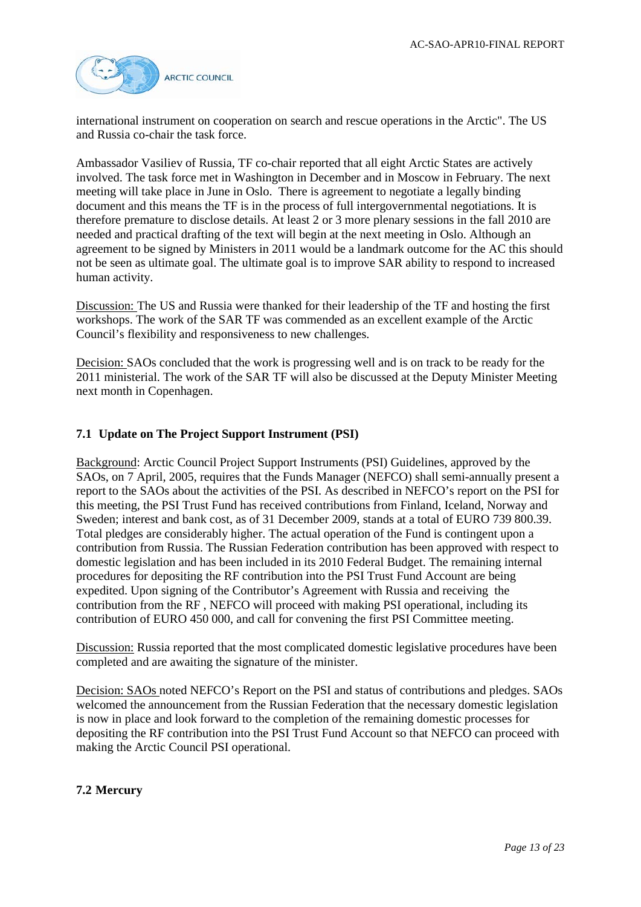international instrument on cooperation on search and rescue operations in the Arctic". The US and Russia co-chair the task force.

Ambassador Vasiliev of Russia, TF co-chair reported that all eight Arctic States are actively involved. The task force met in Washington in December and in Moscow in February. The next meeting will take place in June in Oslo. There is agreement to negotiate a legally binding document and this means the TF is in the process of full intergovernmental negotiations. It is therefore premature to disclose details. At least 2 or 3 more plenary sessions in the fall 2010 are needed and practical drafting of the text will begin at the next meeting in Oslo. Although an agreement to be signed by Ministers in 2011 would be a landmark outcome for the AC this should not be seen as ultimate goal. The ultimate goal is to improve SAR ability to respond to increased human activity.

Discussion: The US and Russia were thanked for their leadership of the TF and hosting the first workshops. The work of the SAR TF was commended as an excellent example of the Arctic Council's flexibility and responsiveness to new challenges.

Decision: SAOs concluded that the work is progressing well and is on track to be ready for the 2011 ministerial. The work of the SAR TF will also be discussed at the Deputy Minister Meeting next month in Copenhagen.

### 7.1 Update on The Project Support Instrument (PSI)

Background: Arctic Council Project Support Instruments (PSI) Guidelines, approved by the SAOs, on 7 April, 2005, requires that the Funds Manager (NEFCO) shall semi-annually present a report to the SAOs about the activities of the PSI. As described in NEFCO's report on the PSI for this meeting, the PSI Trust Fund has received contributions from Finland, Iceland, Norway and Sweden; interest and bank cost, as of 31 December 2009, stands at a total of EURO 739 800.39. Total pledges are considerably higher. The actual operation of the Fund is contingent upon a contribution from Russia. The Russian Federation contribution has been approved with respect to domestic legislation and has been included in its 2010 Federal Budget. The remaining internal procedures for depositing the RF contribution into the PSI Trust Fund Account are being expedited. Upon signing of the Contributor's Agreement with Russia and receiving the contribution from the RF , NEFCO will proceed with making PSI operational, including its contribution of EURO 450 000, and call for convening the first PSI Committee meeting.

Discussion: Russia reported that the most complicated domestic legislative procedures have been completed and are awaiting the signature of the minister.

Decision: SAOs noted NEFCO's Report on the PSI and status of contributions and pledges. SAOs welcomed the announcement from the Russian Federation that the necessary domestic legislation is now in place and look forward to the completion of the remaining domestic processes for depositing the RF contribution into the PSI Trust Fund Account so that NEFCO can proceed with making the Arctic Council PSI operational.

### 7.2 Mercury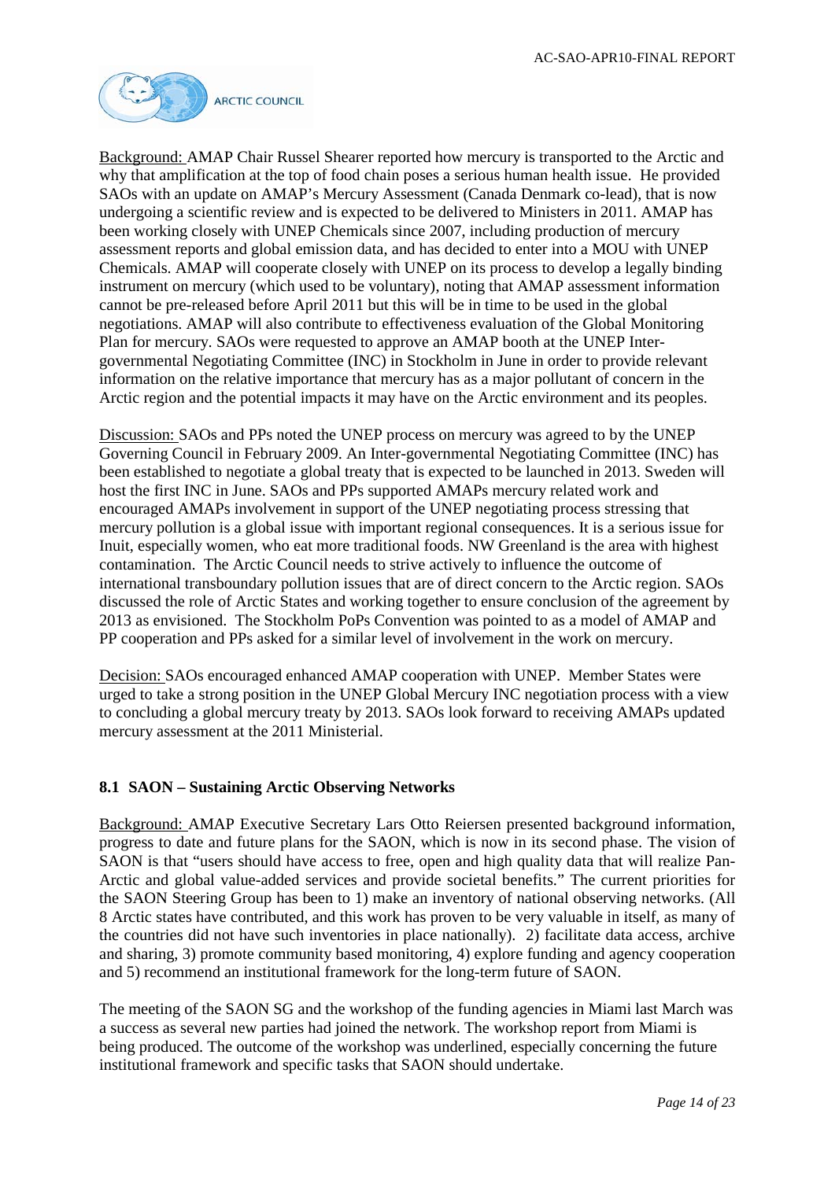Background: AMAP Chair Russel Shearer reported how mercury is transported to the Arctic and why that amplification at the top of food chain poses a serious human health issue. He provided SAOs with an update on AMAP's Mercury Assessment (Canada Denmark co-lead), that is now undergoing a scientific review and is expected to be delivered to Ministers in 2011. AMAP has been working closely with UNEP Chemicals since 2007, including production of mercury assessment reports and global emission data, and has decided to enter into a MOU with UNEP Chemicals. AMAP will cooperate closely with UNEP on its process to develop a legally binding instrument on mercury (which used to be voluntary), noting that AMAP assessment information cannot be pre-released before April 2011 but this will be in time to be used in the global negotiations. AMAP will also contribute to effectiveness evaluation of the Global Monitoring Plan for mercury. SAOs were requested to approve an AMAP booth at the UNEP Inter-governmental Negotiating Committee (INC) in Stockholm in June in order to provide relevant information on the relative importance that mercury has as a major pollutant of concern in the Arctic region and the potential impacts it may have on the Arctic environment and its peoples.

Discussion: SAOs and PPs noted the UNEP process on mercury was agreed to by the UNEP Governing Council in February 2009. An Inter-governmental Negotiating Committee (INC) has been established to negotiate a global treaty that is expected to be launched in 2013. Sweden will host the first INC in June. SAOs and PPs supported AMAPs mercury related work and encouraged AMAPs involvement in support of the UNEP negotiating process stressing that mercury pollution is a global issue with important regional consequences. It is a serious issue for Inuit, especially women, who eat more traditional foods. NW Greenland is the area with highest contamination. The Arctic Council needs to strive actively to influence the outcome of international transboundary pollution issues that are of direct concern to the Arctic region. SAOs discussed the role of Arctic States and working together to ensure conclusion of the agreement by 2013 as envisioned. The Stockholm PoPs Convention was pointed to as a model of AMAP and PP cooperation and PPs asked for a similar level of involvement in the work on mercury.

Decision: SAOs encouraged enhanced AMAP cooperation with UNEP. Member States were urged to take a strong position in the UNEP Global Mercury INC negotiation process with a view to concluding a global mercury treaty by 2013. SAOs look forward to receiving AMAPs updated mercury assessment at the 2011 Ministerial.

### 8.1 SAON – Sustaining Arctic Observing Networks

Background: AMAP Executive Secretary Lars Otto Reiersen presented background information, progress to date and future plans for the SAON, which is now in its second phase. The vision of SAON is that "users should have access to free, open and high quality data that will realize Pan-Arctic and global value-added services and provide societal benefits." The current priorities for the SAON Steering Group has been to 1) make an inventory of national observing networks. (All 8 Arctic states have contributed, and this work has proven to be very valuable in itself, as many of the countries did not have such inventories in place nationally). 2) facilitate data access, archive and sharing, 3) promote community based monitoring, 4) explore funding and agency cooperation and 5) recommend an institutional framework for the long-term future of SAON.

The meeting of the SAON SG and the workshop of the funding agencies in Miami last March was a success as several new parties had joined the network. The workshop report from Miami is being produced. The outcome of the workshop was underlined, especially concerning the future institutional framework and specific tasks that SAON should undertake.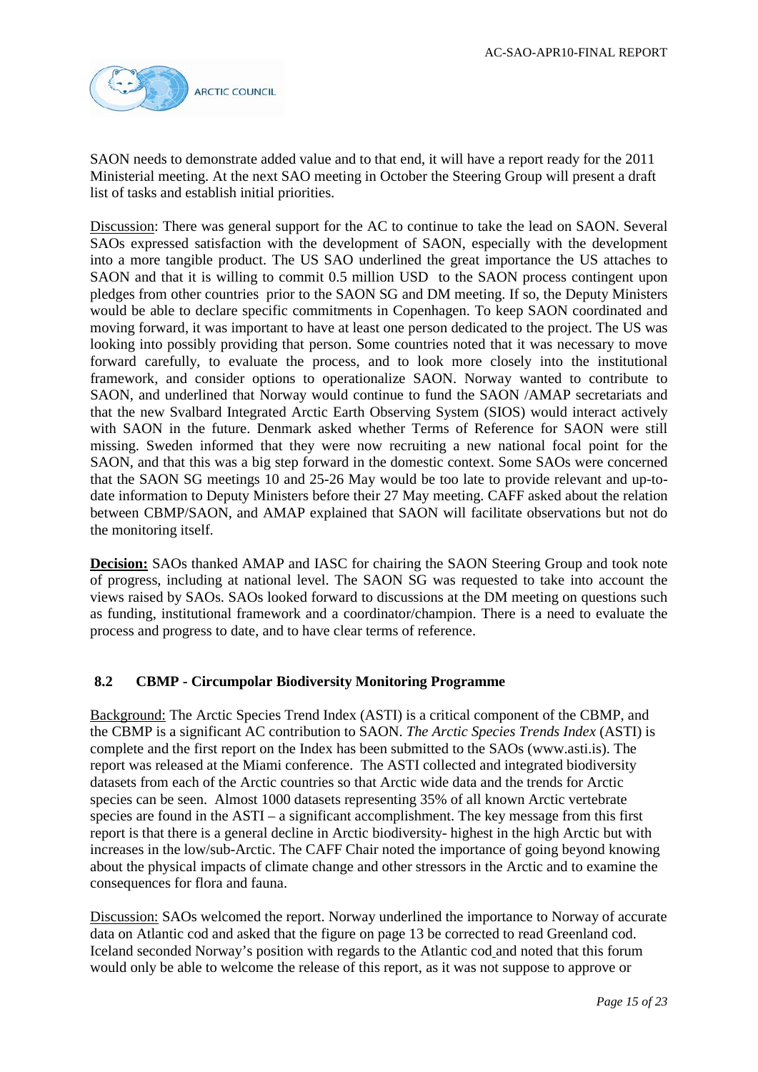SAON needs to demonstrate added value and to that end, it will have a report ready for the 2011 Ministerial meeting. At the next SAO meeting in October the Steering Group will present a draft list of tasks and establish initial priorities.

Discussion: There was general support for the AC to continue to take the lead on SAON. Several SAOs expressed satisfaction with the development of SAON, especially with the development into a more tangible product. The US SAO underlined the great importance the US attaches to SAON and that it is willing to commit 0.5 million USD to the SAON process contingent upon pledges from other countries prior to the SAON SG and DM meeting. If so, the Deputy Ministers would be able to declare specific commitments in Copenhagen. To keep SAON coordinated and moving forward, it was important to have at least one person dedicated to the project. The US was looking into possibly providing that person. Some countries noted that it was necessary to move forward carefully, to evaluate the process, and to look more closely into the institutional framework, and consider options to operationalize SAON. Norway wanted to contribute to SAON, and underlined that Norway would continue to fund the SAON /AMAP secretariats and that the new Svalbard Integrated Arctic Earth Observing System (SIOS) would interact actively with SAON in the future. Denmark asked whether Terms of Reference for SAON were still missing. Sweden informed that they were now recruiting a new national focal point for the SAON, and that this was a big step forward in the domestic context. Some SAOs were concerned that the SAON SG meetings 10 and 25-26 May would be too late to provide relevant and up-to-date information to Deputy Ministers before their 27 May meeting. CAFF asked about the relation between CBMP/SAON, and AMAP explained that SAON will facilitate observations but not do the monitoring itself.

**Decision:** SAOs thanked AMAP and IASC for chairing the SAON Steering Group and took note of progress, including at national level. The SAON SG was requested to take into account the views raised by SAOs. SAOs looked forward to discussions at the DM meeting on questions such as funding, institutional framework and a coordinator/champion. There is a need to evaluate the process and progress to date, and to have clear terms of reference.

### 8.2 CBMP - Circumpolar Biodiversity Monitoring Programme

Background: The Arctic Species Trend Index (ASTI) is a critical component of the CBMP, and the CBMP is a significant AC contribution to SAON. *The Arctic Species Trends Index* (ASTI) is complete and the first report on the Index has been submitted to the SAOs (www.asti.is). The report was released at the Miami conference. The ASTI collected and integrated biodiversity datasets from each of the Arctic countries so that Arctic wide data and the trends for Arctic species can be seen. Almost 1000 datasets representing 35% of all known Arctic vertebrate species are found in the ASTI – a significant accomplishment. The key message from this first report is that there is a general decline in Arctic biodiversity- highest in the high Arctic but with increases in the low/sub-Arctic. The CAFF Chair noted the importance of going beyond knowing about the physical impacts of climate change and other stressors in the Arctic and to examine the consequences for flora and fauna.

Discussion: SAOs welcomed the report. Norway underlined the importance to Norway of accurate data on Atlantic cod and asked that the figure on page 13 be corrected to read Greenland cod. Iceland seconded Norway's position with regards to the Atlantic cod and noted that this forum would only be able to welcome the release of this report, as it was not suppose to approve or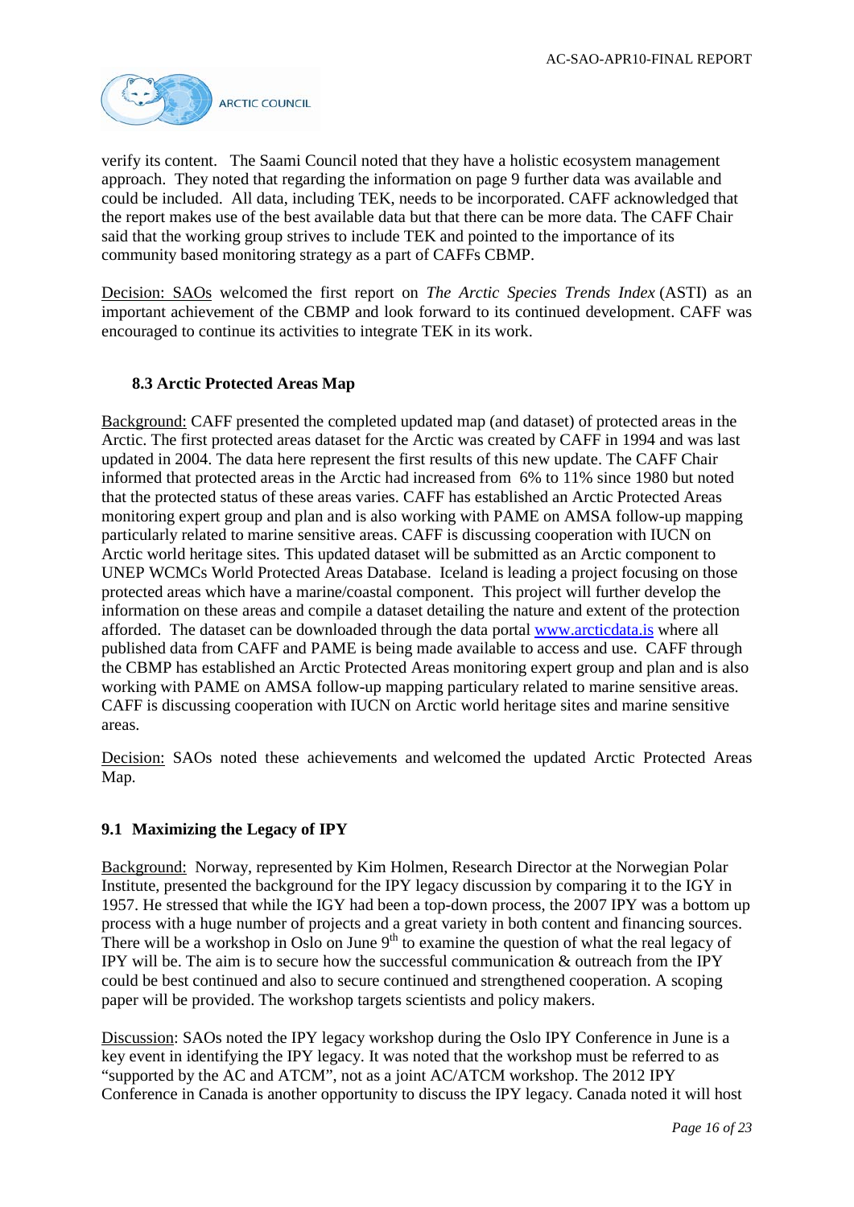verify its content. The Saami Council noted that they have a holistic ecosystem management approach. They noted that regarding the information on page 9 further data was available and could be included. All data, including TEK, needs to be incorporated. CAFF acknowledged that the report makes use of the best available data but that there can be more data. The CAFF Chair said that the working group strives to include TEK and pointed to the importance of its community based monitoring strategy as a part of CAFFs CBMP.

Decision: SAOs welcomed the first report on *The Arctic Species Trends Index* (ASTI) as an important achievement of the CBMP and look forward to its continued development. CAFF was encouraged to continue its activities to integrate TEK in its work.

### 8.3 Arctic Protected Areas Map

Background: CAFF presented the completed updated map (and dataset) of protected areas in the Arctic. The first protected areas dataset for the Arctic was created by CAFF in 1994 and was last updated in 2004. The data here represent the first results of this new update. The CAFF Chair informed that protected areas in the Arctic had increased from 6% to 11% since 1980 but noted that the protected status of these areas varies. CAFF has established an Arctic Protected Areas monitoring expert group and plan and is also working with PAME on AMSA follow-up mapping particularly related to marine sensitive areas. CAFF is discussing cooperation with IUCN on Arctic world heritage sites. This updated dataset will be submitted as an Arctic component to UNEP WCMCs World Protected Areas Database. Iceland is leading a project focusing on those protected areas which have a marine/coastal component. This project will further develop the information on these areas and compile a dataset detailing the nature and extent of the protection afforded. The dataset can be downloaded through the data portal www.arcticdata.is where all published data from CAFF and PAME is being made available to access and use. CAFF through the CBMP has established an Arctic Protected Areas monitoring expert group and plan and is also working with PAME on AMSA follow-up mapping particulary related to marine sensitive areas. CAFF is discussing cooperation with IUCN on Arctic world heritage sites and marine sensitive areas.

Decision: SAOs noted these achievements and welcomed the updated Arctic Protected Areas Map.

### 9.1 Maximizing the Legacy of IPY

Background: Norway, represented by Kim Holmen, Research Director at the Norwegian Polar Institute, presented the background for the IPY legacy discussion by comparing it to the IGY in 1957. He stressed that while the IGY had been a top-down process, the 2007 IPY was a bottom up process with a huge number of projects and a great variety in both content and financing sources. There will be a workshop in Oslo on June 9th to examine the question of what the real legacy of IPY will be. The aim is to secure how the successful communication & outreach from the IPY could be best continued and also to secure continued and strengthened cooperation. A scoping paper will be provided. The workshop targets scientists and policy makers.

Discussion: SAOs noted the IPY legacy workshop during the Oslo IPY Conference in June is a key event in identifying the IPY legacy. It was noted that the workshop must be referred to as "supported by the AC and ATCM", not as a joint AC/ATCM workshop. The 2012 IPY Conference in Canada is another opportunity to discuss the IPY legacy. Canada noted it will host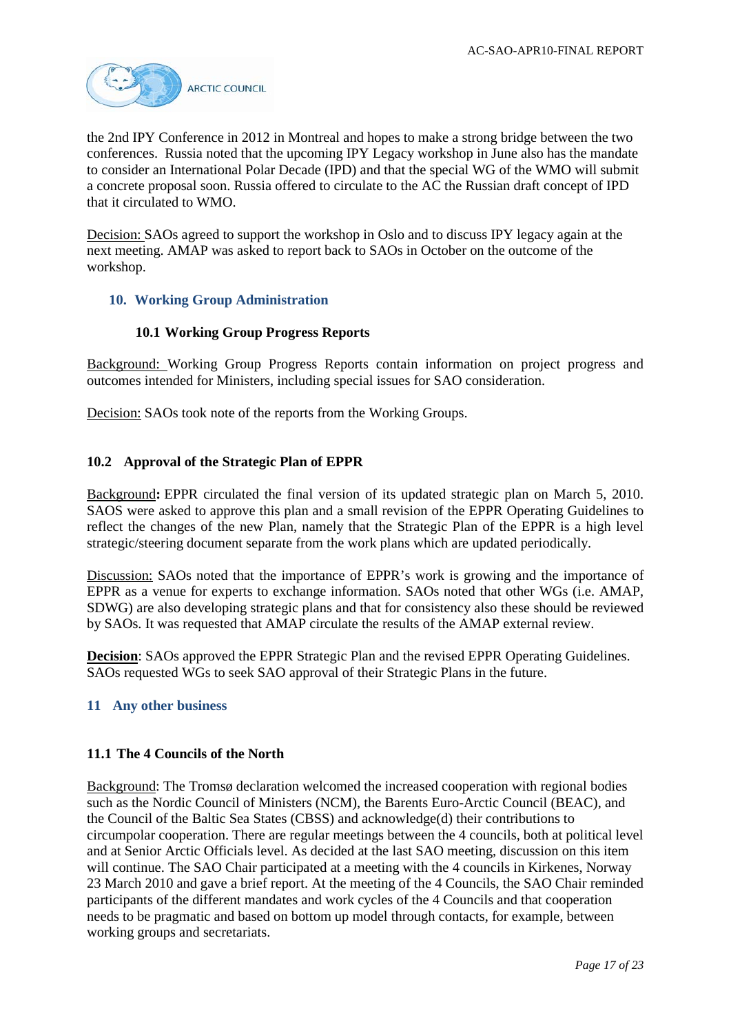the 2nd IPY Conference in 2012 in Montreal and hopes to make a strong bridge between the two conferences. Russia noted that the upcoming IPY Legacy workshop in June also has the mandate to consider an International Polar Decade (IPD) and that the special WG of the WMO will submit a concrete proposal soon. Russia offered to circulate to the AC the Russian draft concept of IPD that it circulated to WMO.

Decision: SAOs agreed to support the workshop in Oslo and to discuss IPY legacy again at the next meeting. AMAP was asked to report back to SAOs in October on the outcome of the workshop.

## 10. Working Group Administration

### 10.1 Working Group Progress Reports

Background: Working Group Progress Reports contain information on project progress and outcomes intended for Ministers, including special issues for SAO consideration.

Decision: SAOs took note of the reports from the Working Groups.

### 10.2 Approval of the Strategic Plan of EPPR

Background**:** EPPR circulated the final version of its updated strategic plan on March 5, 2010. SAOS were asked to approve this plan and a small revision of the EPPR Operating Guidelines to reflect the changes of the new Plan, namely that the Strategic Plan of the EPPR is a high level strategic/steering document separate from the work plans which are updated periodically.

Discussion: SAOs noted that the importance of EPPR's work is growing and the importance of EPPR as a venue for experts to exchange information. SAOs noted that other WGs (i.e. AMAP, SDWG) are also developing strategic plans and that for consistency also these should be reviewed by SAOs. It was requested that AMAP circulate the results of the AMAP external review.

**Decision**: SAOs approved the EPPR Strategic Plan and the revised EPPR Operating Guidelines. SAOs requested WGs to seek SAO approval of their Strategic Plans in the future.

## 11 Any other business

### 11.1 The 4 Councils of the North

Background: The Tromsø declaration welcomed the increased cooperation with regional bodies such as the Nordic Council of Ministers (NCM), the Barents Euro-Arctic Council (BEAC), and the Council of the Baltic Sea States (CBSS) and acknowledge(d) their contributions to circumpolar cooperation. There are regular meetings between the 4 councils, both at political level and at Senior Arctic Officials level. As decided at the last SAO meeting, discussion on this item will continue. The SAO Chair participated at a meeting with the 4 councils in Kirkenes, Norway 23 March 2010 and gave a brief report. At the meeting of the 4 Councils, the SAO Chair reminded participants of the different mandates and work cycles of the 4 Councils and that cooperation needs to be pragmatic and based on bottom up model through contacts, for example, between working groups and secretariats.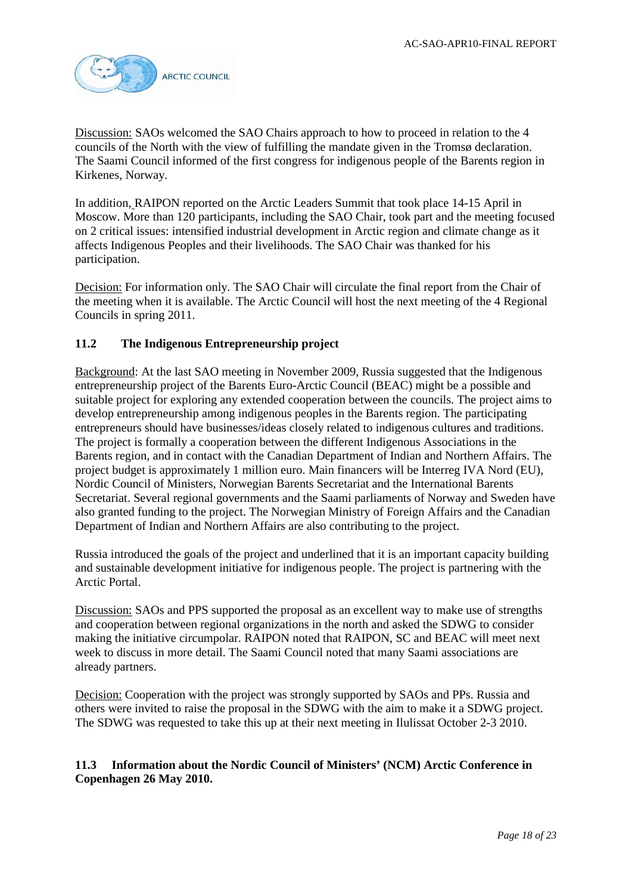Discussion: SAOs welcomed the SAO Chairs approach to how to proceed in relation to the 4 councils of the North with the view of fulfilling the mandate given in the Tromsø declaration. The Saami Council informed of the first congress for indigenous people of the Barents region in Kirkenes, Norway.

In addition, RAIPON reported on the Arctic Leaders Summit that took place 14-15 April in Moscow. More than 120 participants, including the SAO Chair, took part and the meeting focused on 2 critical issues: intensified industrial development in Arctic region and climate change as it affects Indigenous Peoples and their livelihoods. The SAO Chair was thanked for his participation.

Decision: For information only. The SAO Chair will circulate the final report from the Chair of the meeting when it is available. The Arctic Council will host the next meeting of the 4 Regional Councils in spring 2011.

### 11.2 The Indigenous Entrepreneurship project

Background: At the last SAO meeting in November 2009, Russia suggested that the Indigenous entrepreneurship project of the Barents Euro-Arctic Council (BEAC) might be a possible and suitable project for exploring any extended cooperation between the councils. The project aims to develop entrepreneurship among indigenous peoples in the Barents region. The participating entrepreneurs should have businesses/ideas closely related to indigenous cultures and traditions. The project is formally a cooperation between the different Indigenous Associations in the Barents region, and in contact with the Canadian Department of Indian and Northern Affairs. The project budget is approximately 1 million euro. Main financers will be Interreg IVA Nord (EU), Nordic Council of Ministers, Norwegian Barents Secretariat and the International Barents Secretariat. Several regional governments and the Saami parliaments of Norway and Sweden have also granted funding to the project. The Norwegian Ministry of Foreign Affairs and the Canadian Department of Indian and Northern Affairs are also contributing to the project.

Russia introduced the goals of the project and underlined that it is an important capacity building and sustainable development initiative for indigenous people. The project is partnering with the Arctic Portal.

Discussion: SAOs and PPS supported the proposal as an excellent way to make use of strengths and cooperation between regional organizations in the north and asked the SDWG to consider making the initiative circumpolar. RAIPON noted that RAIPON, SC and BEAC will meet next week to discuss in more detail. The Saami Council noted that many Saami associations are already partners.

Decision: Cooperation with the project was strongly supported by SAOs and PPs. Russia and others were invited to raise the proposal in the SDWG with the aim to make it a SDWG project. The SDWG was requested to take this up at their next meeting in Ilulissat October 2-3 2010.

### 11.3 Information about the Nordic Council of Ministers' (NCM) Arctic Conference in Copenhagen 26 May 2010.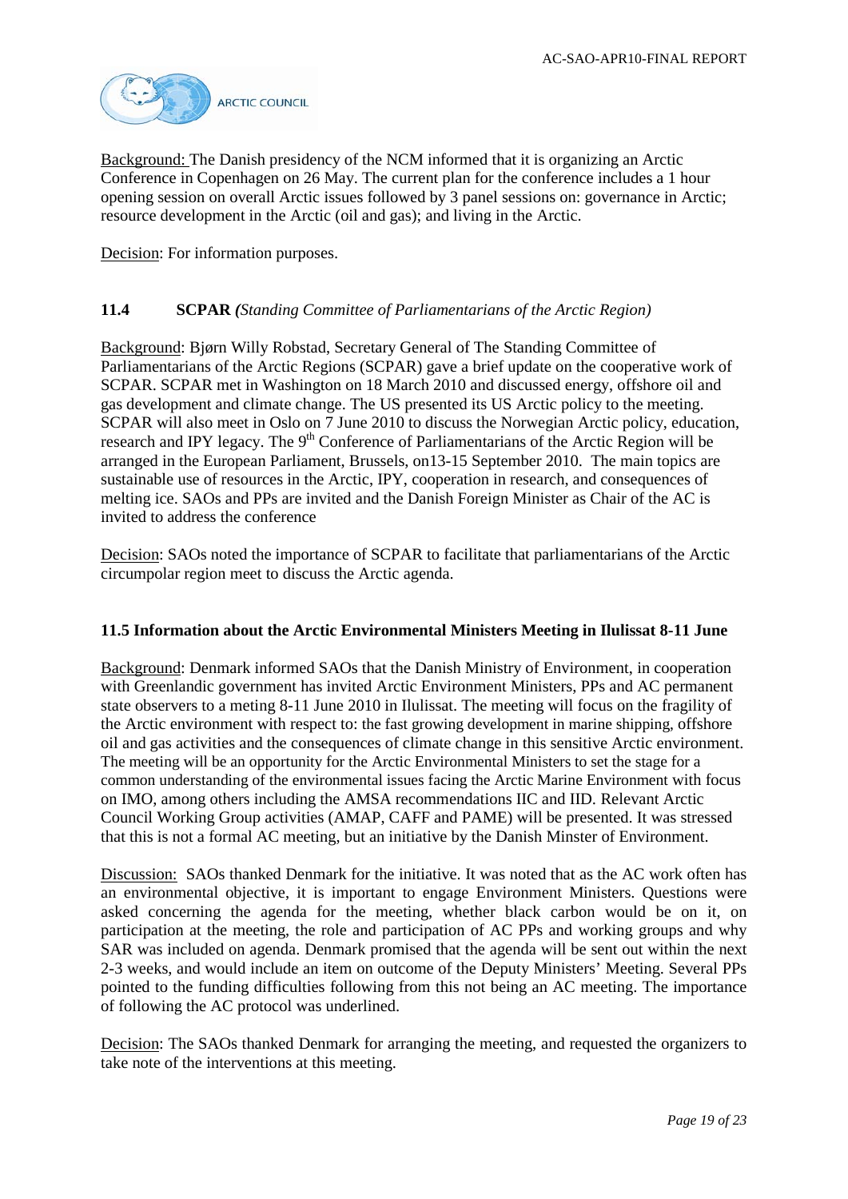Background: The Danish presidency of the NCM informed that it is organizing an Arctic Conference in Copenhagen on 26 May. The current plan for the conference includes a 1 hour opening session on overall Arctic issues followed by 3 panel sessions on: governance in Arctic; resource development in the Arctic (oil and gas); and living in the Arctic.

Decision: For information purposes.

### 11.4 SCPAR *(Standing Committee of Parliamentarians of the Arctic Region)*

Background: Bjørn Willy Robstad, Secretary General of The Standing Committee of Parliamentarians of the Arctic Regions (SCPAR) gave a brief update on the cooperative work of SCPAR. SCPAR met in Washington on 18 March 2010 and discussed energy, offshore oil and gas development and climate change. The US presented its US Arctic policy to the meeting. SCPAR will also meet in Oslo on 7 June 2010 to discuss the Norwegian Arctic policy, education, research and IPY legacy. The 9th Conference of Parliamentarians of the Arctic Region will be arranged in the European Parliament, Brussels, on13-15 September 2010. The main topics are sustainable use of resources in the Arctic, IPY, cooperation in research, and consequences of melting ice. SAOs and PPs are invited and the Danish Foreign Minister as Chair of the AC is invited to address the conference

Decision: SAOs noted the importance of SCPAR to facilitate that parliamentarians of the Arctic circumpolar region meet to discuss the Arctic agenda.

### 11.5 Information about the Arctic Environmental Ministers Meeting in Ilulissat 8-11 June

Background: Denmark informed SAOs that the Danish Ministry of Environment, in cooperation with Greenlandic government has invited Arctic Environment Ministers, PPs and AC permanent state observers to a meting 8-11 June 2010 in Ilulissat. The meeting will focus on the fragility of the Arctic environment with respect to: the fast growing development in marine shipping, offshore oil and gas activities and the consequences of climate change in this sensitive Arctic environment. The meeting will be an opportunity for the Arctic Environmental Ministers to set the stage for a common understanding of the environmental issues facing the Arctic Marine Environment with focus on IMO, among others including the AMSA recommendations IIC and IID. Relevant Arctic Council Working Group activities (AMAP, CAFF and PAME) will be presented. It was stressed that this is not a formal AC meeting, but an initiative by the Danish Minster of Environment.

Discussion: SAOs thanked Denmark for the initiative. It was noted that as the AC work often has an environmental objective, it is important to engage Environment Ministers. Questions were asked concerning the agenda for the meeting, whether black carbon would be on it, on participation at the meeting, the role and participation of AC PPs and working groups and why SAR was included on agenda. Denmark promised that the agenda will be sent out within the next 2-3 weeks, and would include an item on outcome of the Deputy Ministers' Meeting. Several PPs pointed to the funding difficulties following from this not being an AC meeting. The importance of following the AC protocol was underlined.

Decision: The SAOs thanked Denmark for arranging the meeting, and requested the organizers to take note of the interventions at this meeting.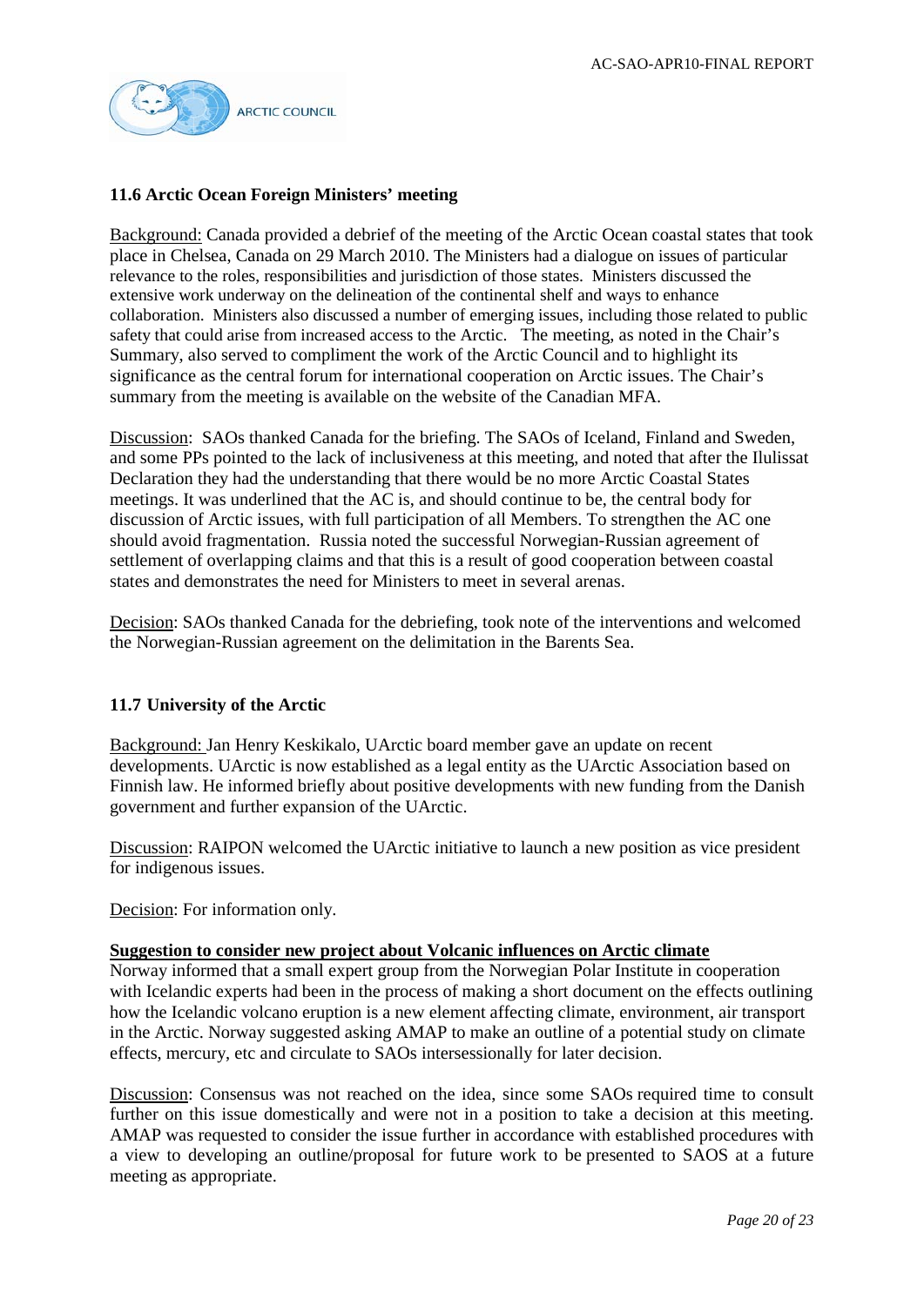### 11.6 Arctic Ocean Foreign Ministers' meeting

Background: Canada provided a debrief of the meeting of the Arctic Ocean coastal states that took place in Chelsea, Canada on 29 March 2010. The Ministers had a dialogue on issues of particular relevance to the roles, responsibilities and jurisdiction of those states. Ministers discussed the extensive work underway on the delineation of the continental shelf and ways to enhance collaboration. Ministers also discussed a number of emerging issues, including those related to public safety that could arise from increased access to the Arctic. The meeting, as noted in the Chair's Summary, also served to compliment the work of the Arctic Council and to highlight its significance as the central forum for international cooperation on Arctic issues. The Chair's summary from the meeting is available on the website of the Canadian MFA.

Discussion: SAOs thanked Canada for the briefing. The SAOs of Iceland, Finland and Sweden, and some PPs pointed to the lack of inclusiveness at this meeting, and noted that after the Ilulissat Declaration they had the understanding that there would be no more Arctic Coastal States meetings. It was underlined that the AC is, and should continue to be, the central body for discussion of Arctic issues, with full participation of all Members. To strengthen the AC one should avoid fragmentation. Russia noted the successful Norwegian-Russian agreement of settlement of overlapping claims and that this is a result of good cooperation between coastal states and demonstrates the need for Ministers to meet in several arenas.

Decision: SAOs thanked Canada for the debriefing, took note of the interventions and welcomed the Norwegian-Russian agreement on the delimitation in the Barents Sea.

### 11.7 University of the Arctic

Background: Jan Henry Keskikalo, UArctic board member gave an update on recent developments. UArctic is now established as a legal entity as the UArctic Association based on Finnish law. He informed briefly about positive developments with new funding from the Danish government and further expansion of the UArctic.

Discussion: RAIPON welcomed the UArctic initiative to launch a new position as vice president for indigenous issues.

Decision: For information only.

**Suggestion to consider new project about Volcanic influences on Arctic climate**

Norway informed that a small expert group from the Norwegian Polar Institute in cooperation with Icelandic experts had been in the process of making a short document on the effects outlining how the Icelandic volcano eruption is a new element affecting climate, environment, air transport in the Arctic. Norway suggested asking AMAP to make an outline of a potential study on climate effects, mercury, etc and circulate to SAOs intersessionally for later decision.

Discussion: Consensus was not reached on the idea, since some SAOs required time to consult further on this issue domestically and were not in a position to take a decision at this meeting. AMAP was requested to consider the issue further in accordance with established procedures with a view to developing an outline/proposal for future work to be presented to SAOS at a future meeting as appropriate.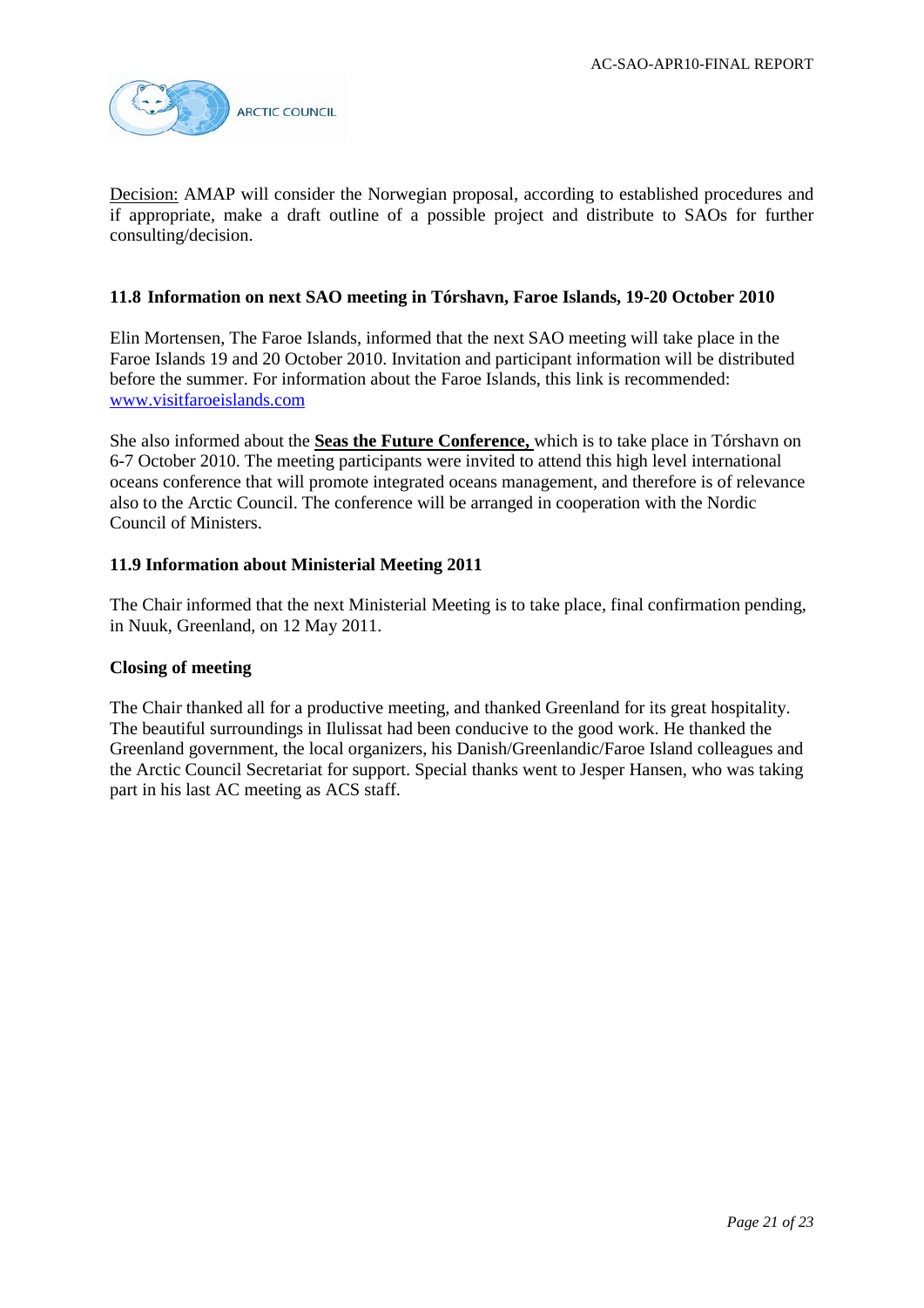Decision: AMAP will consider the Norwegian proposal, according to established procedures and if appropriate, make a draft outline of a possible project and distribute to SAOs for further consulting/decision.

### 11.8 Information on next SAO meeting in Tórshavn, Faroe Islands, 19-20 October 2010

Elin Mortensen, The Faroe Islands, informed that the next SAO meeting will take place in the Faroe Islands 19 and 20 October 2010. Invitation and participant information will be distributed before the summer. For information about the Faroe Islands, this link is recommended: [www.visitfaroeislands.com](www.visitfaroeislands.com)

She also informed about the **Seas the Future Conference,** which is to take place in Tórshavn on 6-7 October 2010. The meeting participants were invited to attend this high level international oceans conference that will promote integrated oceans management, and therefore is of relevance also to the Arctic Council. The conference will be arranged in cooperation with the Nordic Council of Ministers.

### 11.9 Information about Ministerial Meeting 2011

The Chair informed that the next Ministerial Meeting is to take place, final confirmation pending, in Nuuk, Greenland, on 12 May 2011.

### Closing of meeting

The Chair thanked all for a productive meeting, and thanked Greenland for its great hospitality. The beautiful surroundings in Ilulissat had been conducive to the good work. He thanked the Greenland government, the local organizers, his Danish/Greenlandic/Faroe Island colleagues and the Arctic Council Secretariat for support. Special thanks went to Jesper Hansen, who was taking part in his last AC meeting as ACS staff.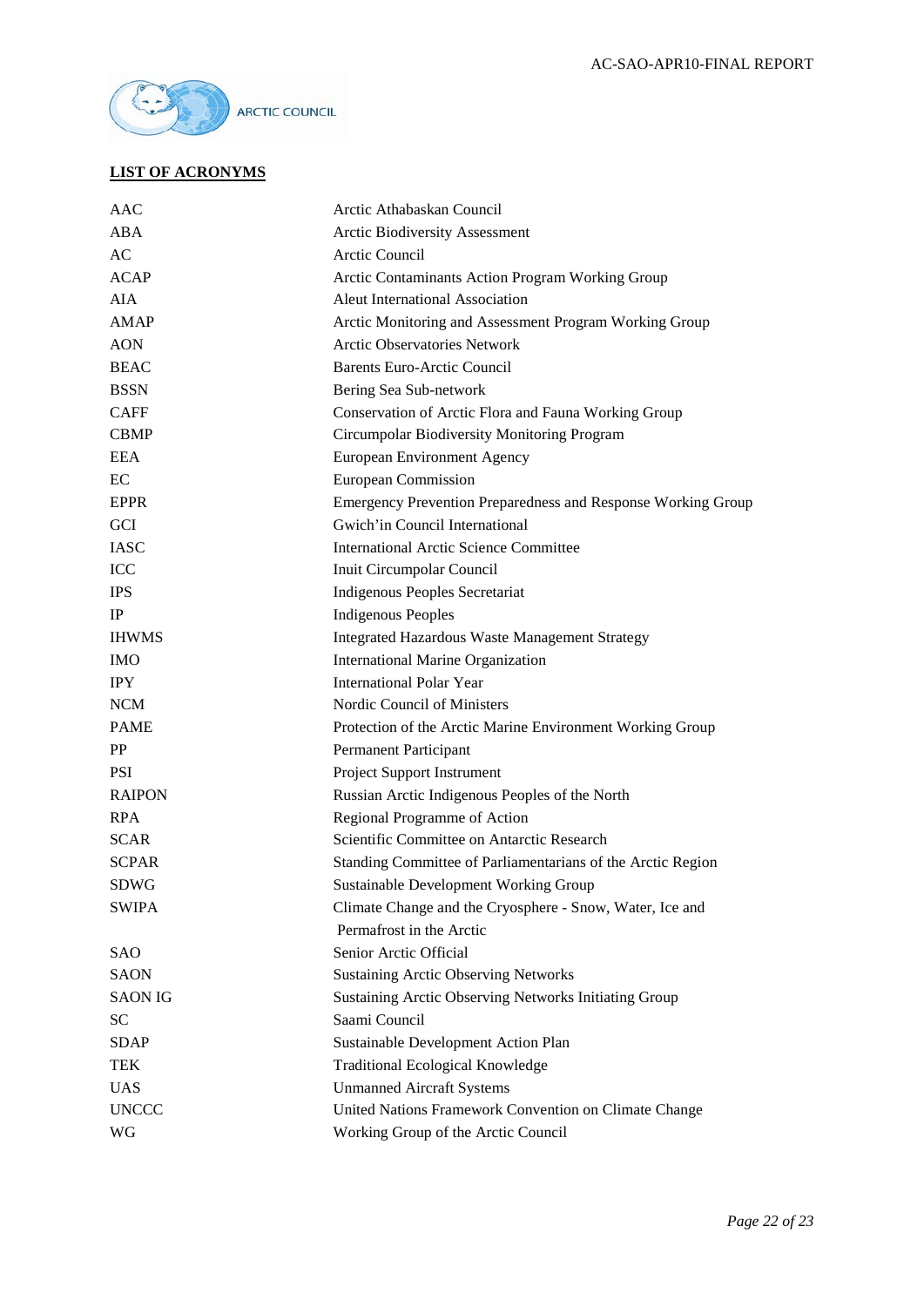## LIST OF ACRONYMS

| | |
|---|---|
| AAC | Arctic Athabaskan Council |
| ABA | Arctic Biodiversity Assessment |
| AC | Arctic Council |
| ACAP | Arctic Contaminants Action Program Working Group |
| AIA | Aleut International Association |
| AMAP | Arctic Monitoring and Assessment Program Working Group |
| AON | Arctic Observatories Network |
| BEAC | Barents Euro-Arctic Council |
| BSSN | Bering Sea Sub-network |
| CAFF | Conservation of Arctic Flora and Fauna Working Group |
| CBMP | Circumpolar Biodiversity Monitoring Program |
| EEA | European Environment Agency |
| EC | European Commission |
| EPPR | Emergency Prevention Preparedness and Response Working Group |
| GCI | Gwich'in Council International |
| IASC | International Arctic Science Committee |
| ICC | Inuit Circumpolar Council |
| IPS | Indigenous Peoples Secretariat |
| IP | Indigenous Peoples |
| IHWMS | Integrated Hazardous Waste Management Strategy |
| IMO | International Marine Organization |
| IPY | International Polar Year |
| NCM | Nordic Council of Ministers |
| PAME | Protection of the Arctic Marine Environment Working Group |
| PP | Permanent Participant |
| PSI | Project Support Instrument |
| RAIPON | Russian Arctic Indigenous Peoples of the North |
| RPA | Regional Programme of Action |
| SCAR | Scientific Committee on Antarctic Research |
| SCPAR | Standing Committee of Parliamentarians of the Arctic Region |
| SDWG | Sustainable Development Working Group |
| SWIPA | Climate Change and the Cryosphere - Snow, Water, Ice and Permafrost in the Arctic |
| SAO | Senior Arctic Official |
| SAON | Sustaining Arctic Observing Networks |
| SAON IG | Sustaining Arctic Observing Networks Initiating Group |
| SC | Saami Council |
| SDAP | Sustainable Development Action Plan |
| TEK | Traditional Ecological Knowledge |
| UAS | Unmanned Aircraft Systems |
| UNCCC | United Nations Framework Convention on Climate Change |
| WG | Working Group of the Arctic Council |